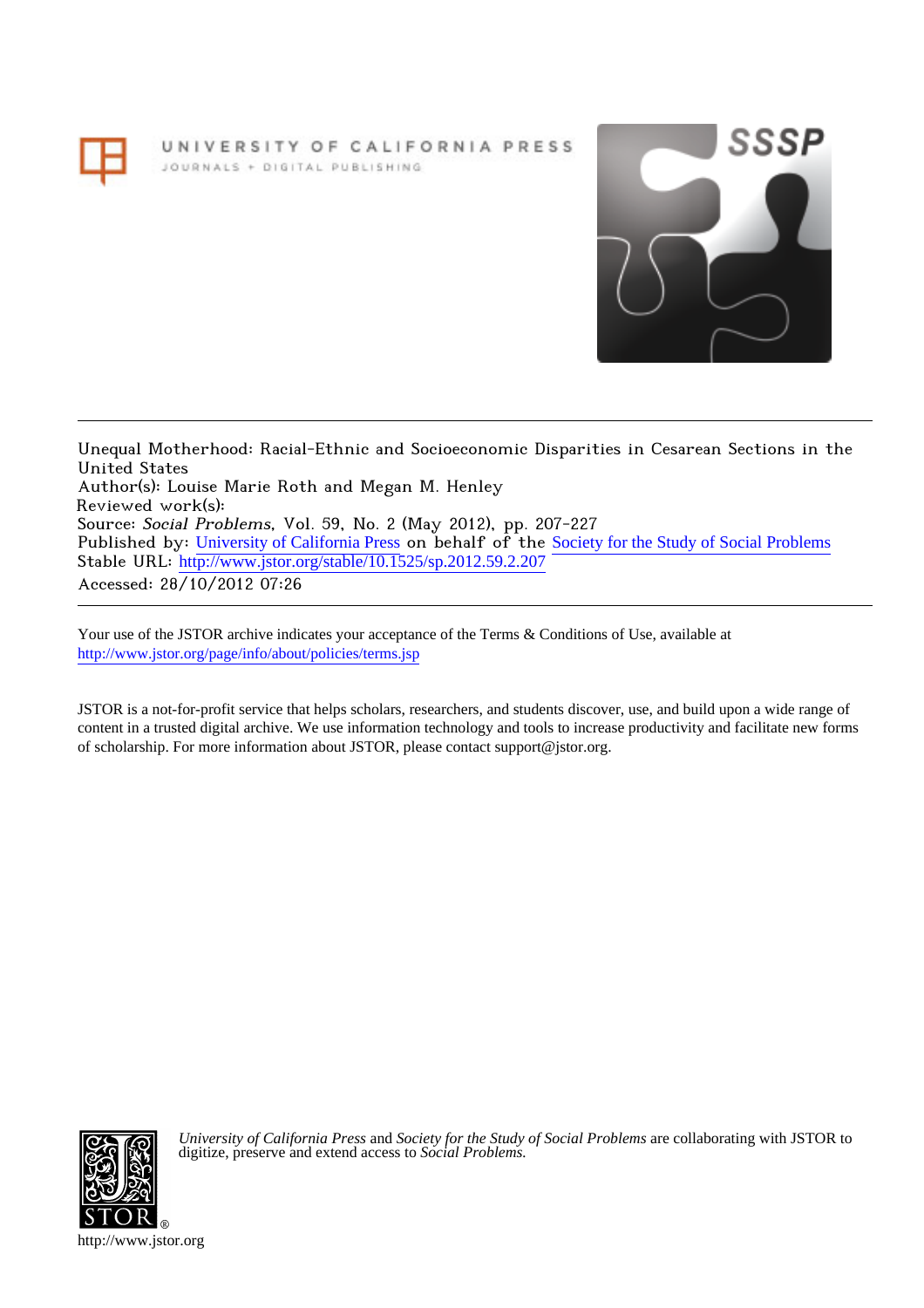UNIVERSITY OF CALIFORNIA PRESS
JOURNALS + DIGITAL PUBLISHING

SSSP

---

Unequal Motherhood: Racial-Ethnic and Socioeconomic Disparities in Cesarean Sections in the United States
Author(s): Louise Marie Roth and Megan M. Henley
Reviewed work(s):
Source: *Social Problems*, Vol. 59, No. 2 (May 2012), pp. 207-227
Published by: University of California Press on behalf of the Society for the Study of Social Problems
Stable URL: http://www.jstor.org/stable/10.1525/sp.2012.59.2.207
Accessed: 28/10/2012 07:26

---

Your use of the JSTOR archive indicates your acceptance of the Terms & Conditions of Use, available at
http://www.jstor.org/page/info/about/policies/terms.jsp

JSTOR is a not-for-profit service that helps scholars, researchers, and students discover, use, and build upon a wide range of content in a trusted digital archive. We use information technology and tools to increase productivity and facilitate new forms of scholarship. For more information about JSTOR, please contact support@jstor.org.

*University of California Press* and *Society for the Study of Social Problems* are collaborating with JSTOR to digitize, preserve and extend access to *Social Problems.*

http://www.jstor.org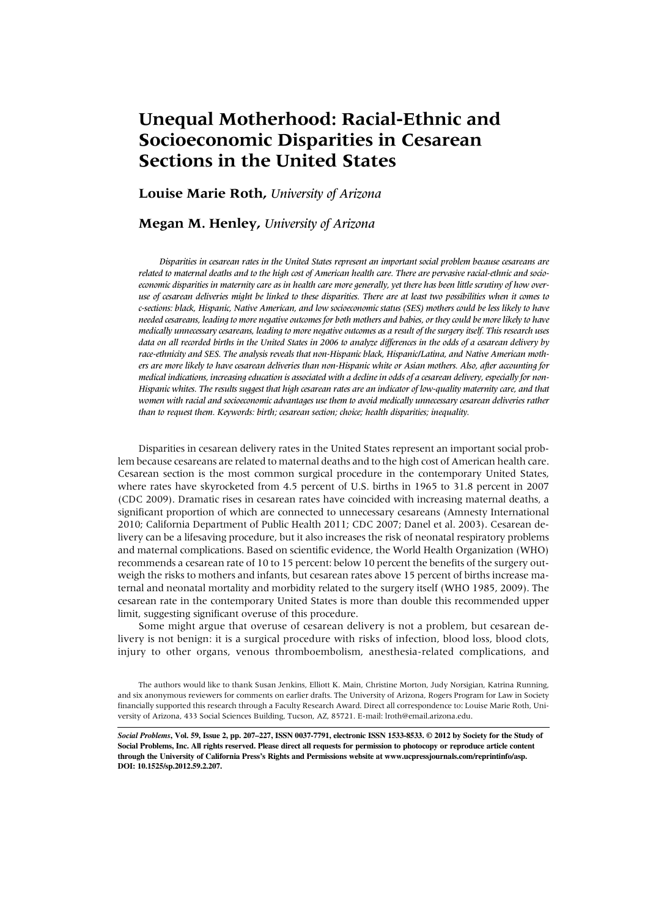# Unequal Motherhood: Racial-Ethnic and Socioeconomic Disparities in Cesarean Sections in the United States

**Louise Marie Roth,** *University of Arizona*

**Megan M. Henley,** *University of Arizona*

*Disparities in cesarean rates in the United States represent an important social problem because cesareans are related to maternal deaths and to the high cost of American health care. There are pervasive racial-ethnic and socioeconomic disparities in maternity care as in health care more generally, yet there has been little scrutiny of how overuse of cesarean deliveries might be linked to these disparities. There are at least two possibilities when it comes to c-sections: black, Hispanic, Native American, and low socioeconomic status (SES) mothers could be less likely to have needed cesareans, leading to more negative outcomes for both mothers and babies, or they could be more likely to have medically unnecessary cesareans, leading to more negative outcomes as a result of the surgery itself. This research uses data on all recorded births in the United States in 2006 to analyze differences in the odds of a cesarean delivery by race-ethnicity and SES. The analysis reveals that non-Hispanic black, Hispanic/Latina, and Native American mothers are more likely to have cesarean deliveries than non-Hispanic white or Asian mothers. Also, after accounting for medical indications, increasing education is associated with a decline in odds of a cesarean delivery, especially for non-Hispanic whites. The results suggest that high cesarean rates are an indicator of low-quality maternity care, and that women with racial and socioeconomic advantages use them to avoid medically unnecessary cesarean deliveries rather than to request them. Keywords: birth; cesarean section; choice; health disparities; inequality.*

Disparities in cesarean delivery rates in the United States represent an important social problem because cesareans are related to maternal deaths and to the high cost of American health care. Cesarean section is the most common surgical procedure in the contemporary United States, where rates have skyrocketed from 4.5 percent of U.S. births in 1965 to 31.8 percent in 2007 (CDC 2009). Dramatic rises in cesarean rates have coincided with increasing maternal deaths, a significant proportion of which are connected to unnecessary cesareans (Amnesty International 2010; California Department of Public Health 2011; CDC 2007; Danel et al. 2003). Cesarean delivery can be a lifesaving procedure, but it also increases the risk of neonatal respiratory problems and maternal complications. Based on scientific evidence, the World Health Organization (WHO) recommends a cesarean rate of 10 to 15 percent: below 10 percent the benefits of the surgery outweigh the risks to mothers and infants, but cesarean rates above 15 percent of births increase maternal and neonatal mortality and morbidity related to the surgery itself (WHO 1985, 2009). The cesarean rate in the contemporary United States is more than double this recommended upper limit, suggesting significant overuse of this procedure.

Some might argue that overuse of cesarean delivery is not a problem, but cesarean delivery is not benign: it is a surgical procedure with risks of infection, blood loss, blood clots, injury to other organs, venous thromboembolism, anesthesia-related complications, and

The authors would like to thank Susan Jenkins, Elliott K. Main, Christine Morton, Judy Norsigian, Katrina Running, and six anonymous reviewers for comments on earlier drafts. The University of Arizona, Rogers Program for Law in Society financially supported this research through a Faculty Research Award. Direct all correspondence to: Louise Marie Roth, University of Arizona, 433 Social Sciences Building, Tucson, AZ, 85721. E-mail: lroth@email.arizona.edu.

***Social Problems*, Vol. 59, Issue 2, pp. 207–227, ISSN 0037-7791, electronic ISSN 1533-8533. © 2012 by Society for the Study of Social Problems, Inc. All rights reserved. Please direct all requests for permission to photocopy or reproduce article content through the University of California Press's Rights and Permissions website at www.ucpressjournals.com/reprintinfo/asp. DOI: 10.1525/sp.2012.59.2.207.**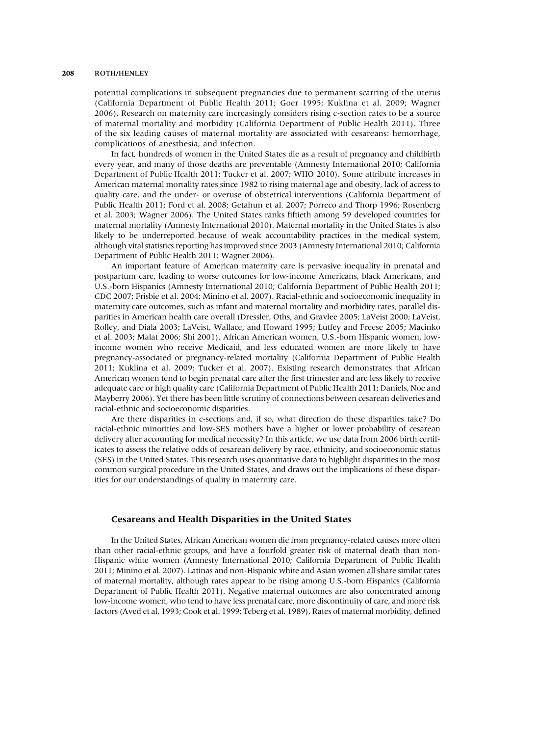potential complications in subsequent pregnancies due to permanent scarring of the uterus (California Department of Public Health 2011; Goer 1995; Kuklina et al. 2009; Wagner 2006). Research on maternity care increasingly considers rising c-section rates to be a source of maternal mortality and morbidity (California Department of Public Health 2011). Three of the six leading causes of maternal mortality are associated with cesareans: hemorrhage, complications of anesthesia, and infection.

In fact, hundreds of women in the United States die as a result of pregnancy and childbirth every year, and many of those deaths are preventable (Amnesty International 2010; California Department of Public Health 2011; Tucker et al. 2007; WHO 2010). Some attribute increases in American maternal mortality rates since 1982 to rising maternal age and obesity, lack of access to quality care, and the under- or overuse of obstetrical interventions (California Department of Public Health 2011; Ford et al. 2008; Getahun et al. 2007; Porreco and Thorp 1996; Rosenberg et al. 2003; Wagner 2006). The United States ranks fiftieth among 59 developed countries for maternal mortality (Amnesty International 2010). Maternal mortality in the United States is also likely to be underreported because of weak accountability practices in the medical system, although vital statistics reporting has improved since 2003 (Amnesty International 2010; California Department of Public Health 2011; Wagner 2006).

An important feature of American maternity care is pervasive inequality in prenatal and postpartum care, leading to worse outcomes for low-income Americans, black Americans, and U.S.-born Hispanics (Amnesty International 2010; California Department of Public Health 2011; CDC 2007; Frisbie et al. 2004; Minino et al. 2007). Racial-ethnic and socioeconomic inequality in maternity care outcomes, such as infant and maternal mortality and morbidity rates, parallel disparities in American health care overall (Dressler, Oths, and Gravlee 2005; LaVeist 2000; LaVeist, Rolley, and Diala 2003; LaVeist, Wallace, and Howard 1995; Lutfey and Freese 2005; Macinko et al. 2003; Malat 2006; Shi 2001). African American women, U.S.-born Hispanic women, low-income women who receive Medicaid, and less educated women are more likely to have pregnancy-associated or pregnancy-related mortality (California Department of Public Health 2011; Kuklina et al. 2009; Tucker et al. 2007). Existing research demonstrates that African American women tend to begin prenatal care after the first trimester and are less likely to receive adequate care or high quality care (California Department of Public Health 2011; Daniels, Noe and Mayberry 2006). Yet there has been little scrutiny of connections between cesarean deliveries and racial-ethnic and socioeconomic disparities.

Are there disparities in c-sections and, if so, what direction do these disparities take? Do racial-ethnic minorities and low-SES mothers have a higher or lower probability of cesarean delivery after accounting for medical necessity? In this article, we use data from 2006 birth certificates to assess the relative odds of cesarean delivery by race, ethnicity, and socioeconomic status (SES) in the United States. This research uses quantitative data to highlight disparities in the most common surgical procedure in the United States, and draws out the implications of these disparities for our understandings of quality in maternity care.

## Cesareans and Health Disparities in the United States

In the United States, African American women die from pregnancy-related causes more often than other racial-ethnic groups, and have a fourfold greater risk of maternal death than non-Hispanic white women (Amnesty International 2010; California Department of Public Health 2011; Minino et al. 2007). Latinas and non-Hispanic white and Asian women all share similar rates of maternal mortality, although rates appear to be rising among U.S.-born Hispanics (California Department of Public Health 2011). Negative maternal outcomes are also concentrated among low-income women, who tend to have less prenatal care, more discontinuity of care, and more risk factors (Aved et al. 1993; Cook et al. 1999; Teberg et al. 1989). Rates of maternal morbidity, defined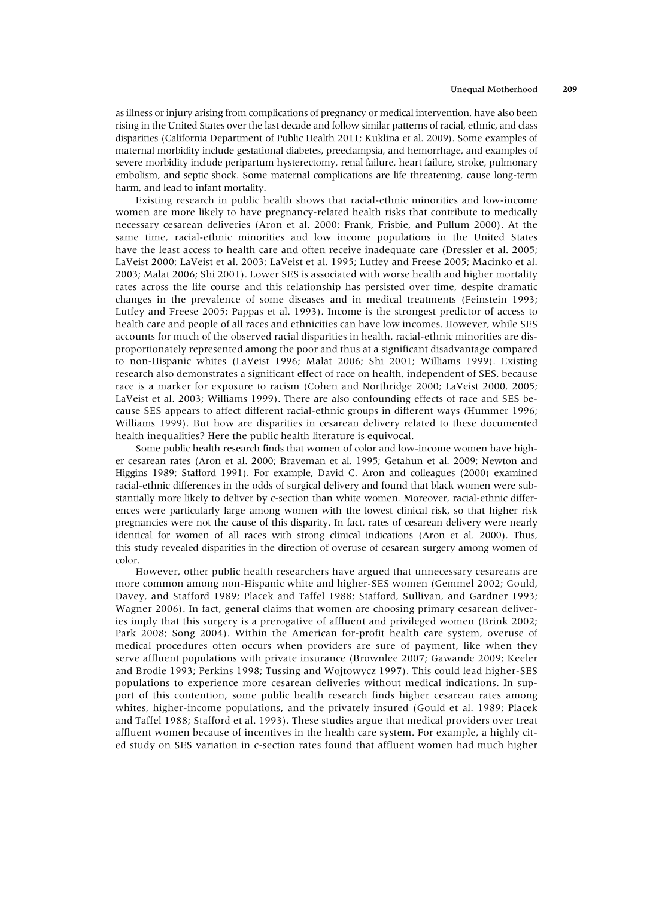as illness or injury arising from complications of pregnancy or medical intervention, have also been rising in the United States over the last decade and follow similar patterns of racial, ethnic, and class disparities (California Department of Public Health 2011; Kuklina et al. 2009). Some examples of maternal morbidity include gestational diabetes, preeclampsia, and hemorrhage, and examples of severe morbidity include peripartum hysterectomy, renal failure, heart failure, stroke, pulmonary embolism, and septic shock. Some maternal complications are life threatening, cause long-term harm, and lead to infant mortality.

Existing research in public health shows that racial-ethnic minorities and low-income women are more likely to have pregnancy-related health risks that contribute to medically necessary cesarean deliveries (Aron et al. 2000; Frank, Frisbie, and Pullum 2000). At the same time, racial-ethnic minorities and low income populations in the United States have the least access to health care and often receive inadequate care (Dressler et al. 2005; LaVeist 2000; LaVeist et al. 2003; LaVeist et al. 1995; Lutfey and Freese 2005; Macinko et al. 2003; Malat 2006; Shi 2001). Lower SES is associated with worse health and higher mortality rates across the life course and this relationship has persisted over time, despite dramatic changes in the prevalence of some diseases and in medical treatments (Feinstein 1993; Lutfey and Freese 2005; Pappas et al. 1993). Income is the strongest predictor of access to health care and people of all races and ethnicities can have low incomes. However, while SES accounts for much of the observed racial disparities in health, racial-ethnic minorities are disproportionately represented among the poor and thus at a significant disadvantage compared to non-Hispanic whites (LaVeist 1996; Malat 2006; Shi 2001; Williams 1999). Existing research also demonstrates a significant effect of race on health, independent of SES, because race is a marker for exposure to racism (Cohen and Northridge 2000; LaVeist 2000, 2005; LaVeist et al. 2003; Williams 1999). There are also confounding effects of race and SES because SES appears to affect different racial-ethnic groups in different ways (Hummer 1996; Williams 1999). But how are disparities in cesarean delivery related to these documented health inequalities? Here the public health literature is equivocal.

Some public health research finds that women of color and low-income women have higher cesarean rates (Aron et al. 2000; Braveman et al. 1995; Getahun et al. 2009; Newton and Higgins 1989; Stafford 1991). For example, David C. Aron and colleagues (2000) examined racial-ethnic differences in the odds of surgical delivery and found that black women were substantially more likely to deliver by c-section than white women. Moreover, racial-ethnic differences were particularly large among women with the lowest clinical risk, so that higher risk pregnancies were not the cause of this disparity. In fact, rates of cesarean delivery were nearly identical for women of all races with strong clinical indications (Aron et al. 2000). Thus, this study revealed disparities in the direction of overuse of cesarean surgery among women of color.

However, other public health researchers have argued that unnecessary cesareans are more common among non-Hispanic white and higher-SES women (Gemmel 2002; Gould, Davey, and Stafford 1989; Placek and Taffel 1988; Stafford, Sullivan, and Gardner 1993; Wagner 2006). In fact, general claims that women are choosing primary cesarean deliveries imply that this surgery is a prerogative of affluent and privileged women (Brink 2002; Park 2008; Song 2004). Within the American for-profit health care system, overuse of medical procedures often occurs when providers are sure of payment, like when they serve affluent populations with private insurance (Brownlee 2007; Gawande 2009; Keeler and Brodie 1993; Perkins 1998; Tussing and Wojtowycz 1997). This could lead higher-SES populations to experience more cesarean deliveries without medical indications. In support of this contention, some public health research finds higher cesarean rates among whites, higher-income populations, and the privately insured (Gould et al. 1989; Placek and Taffel 1988; Stafford et al. 1993). These studies argue that medical providers over treat affluent women because of incentives in the health care system. For example, a highly cited study on SES variation in c-section rates found that affluent women had much higher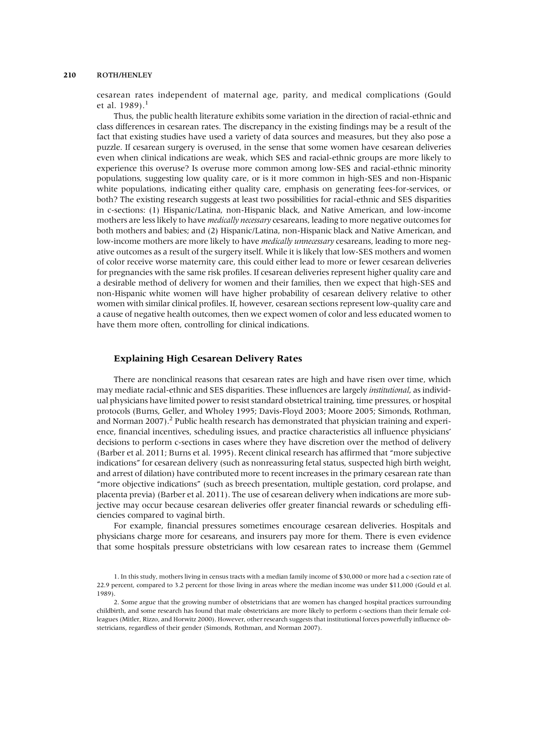cesarean rates independent of maternal age, parity, and medical complications (Gould et al. 1989).[1]

Thus, the public health literature exhibits some variation in the direction of racial-ethnic and class differences in cesarean rates. The discrepancy in the existing findings may be a result of the fact that existing studies have used a variety of data sources and measures, but they also pose a puzzle. If cesarean surgery is overused, in the sense that some women have cesarean deliveries even when clinical indications are weak, which SES and racial-ethnic groups are more likely to experience this overuse? Is overuse more common among low-SES and racial-ethnic minority populations, suggesting low quality care, or is it more common in high-SES and non-Hispanic white populations, indicating either quality care, emphasis on generating fees-for-services, or both? The existing research suggests at least two possibilities for racial-ethnic and SES disparities in c-sections: (1) Hispanic/Latina, non-Hispanic black, and Native American, and low-income mothers are less likely to have *medically necessary* cesareans, leading to more negative outcomes for both mothers and babies; and (2) Hispanic/Latina, non-Hispanic black and Native American, and low-income mothers are more likely to have *medically unnecessary* cesareans, leading to more negative outcomes as a result of the surgery itself. While it is likely that low-SES mothers and women of color receive worse maternity care, this could either lead to more or fewer cesarean deliveries for pregnancies with the same risk profiles. If cesarean deliveries represent higher quality care and a desirable method of delivery for women and their families, then we expect that high-SES and non-Hispanic white women will have higher probability of cesarean delivery relative to other women with similar clinical profiles. If, however, cesarean sections represent low-quality care and a cause of negative health outcomes, then we expect women of color and less educated women to have them more often, controlling for clinical indications.

## Explaining High Cesarean Delivery Rates

There are nonclinical reasons that cesarean rates are high and have risen over time, which may mediate racial-ethnic and SES disparities. These influences are largely *institutional*, as individual physicians have limited power to resist standard obstetrical training, time pressures, or hospital protocols (Burns, Geller, and Wholey 1995; Davis-Floyd 2003; Moore 2005; Simonds, Rothman, and Norman 2007).[2] Public health research has demonstrated that physician training and experience, financial incentives, scheduling issues, and practice characteristics all influence physicians' decisions to perform c-sections in cases where they have discretion over the method of delivery (Barber et al. 2011; Burns et al. 1995). Recent clinical research has affirmed that "more subjective indications" for cesarean delivery (such as nonreassuring fetal status, suspected high birth weight, and arrest of dilation) have contributed more to recent increases in the primary cesarean rate than "more objective indications" (such as breech presentation, multiple gestation, cord prolapse, and placenta previa) (Barber et al. 2011). The use of cesarean delivery when indications are more subjective may occur because cesarean deliveries offer greater financial rewards or scheduling efficiencies compared to vaginal birth.

For example, financial pressures sometimes encourage cesarean deliveries. Hospitals and physicians charge more for cesareans, and insurers pay more for them. There is even evidence that some hospitals pressure obstetricians with low cesarean rates to increase them (Gemmel

1. In this study, mothers living in census tracts with a median family income of $30,000 or more had a c-section rate of 22.9 percent, compared to 3.2 percent for those living in areas where the median income was under $11,000 (Gould et al. 1989).

2. Some argue that the growing number of obstetricians that are women has changed hospital practices surrounding childbirth, and some research has found that male obstetricians are more likely to perform c-sections than their female colleagues (Mitler, Rizzo, and Horwitz 2000). However, other research suggests that institutional forces powerfully influence obstetricians, regardless of their gender (Simonds, Rothman, and Norman 2007).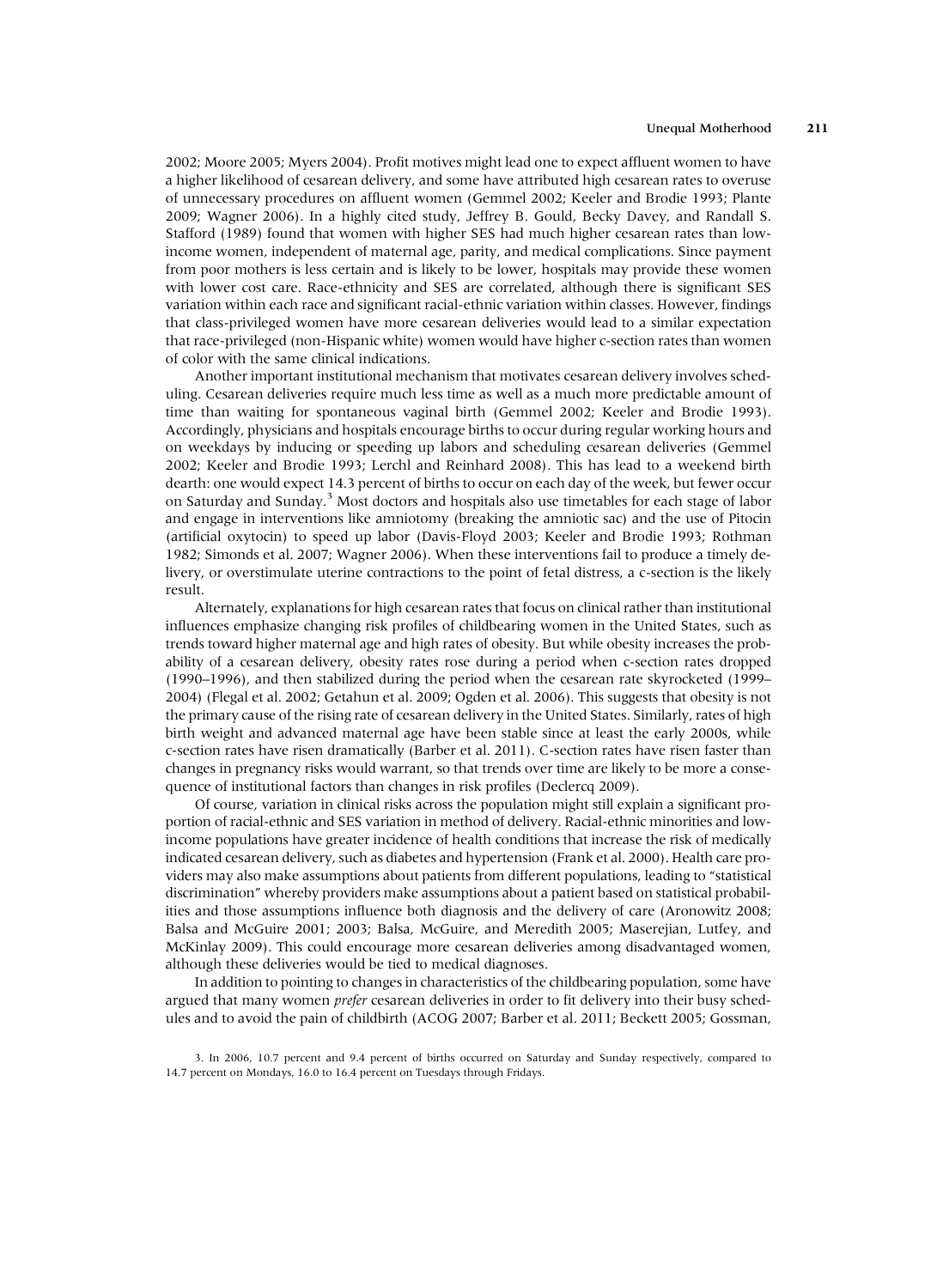2002; Moore 2005; Myers 2004). Profit motives might lead one to expect affluent women to have a higher likelihood of cesarean delivery, and some have attributed high cesarean rates to overuse of unnecessary procedures on affluent women (Gemmel 2002; Keeler and Brodie 1993; Plante 2009; Wagner 2006). In a highly cited study, Jeffrey B. Gould, Becky Davey, and Randall S. Stafford (1989) found that women with higher SES had much higher cesarean rates than low-income women, independent of maternal age, parity, and medical complications. Since payment from poor mothers is less certain and is likely to be lower, hospitals may provide these women with lower cost care. Race-ethnicity and SES are correlated, although there is significant SES variation within each race and significant racial-ethnic variation within classes. However, findings that class-privileged women have more cesarean deliveries would lead to a similar expectation that race-privileged (non-Hispanic white) women would have higher c-section rates than women of color with the same clinical indications.

Another important institutional mechanism that motivates cesarean delivery involves scheduling. Cesarean deliveries require much less time as well as a much more predictable amount of time than waiting for spontaneous vaginal birth (Gemmel 2002; Keeler and Brodie 1993). Accordingly, physicians and hospitals encourage births to occur during regular working hours and on weekdays by inducing or speeding up labors and scheduling cesarean deliveries (Gemmel 2002; Keeler and Brodie 1993; Lerchl and Reinhard 2008). This has lead to a weekend birth dearth: one would expect 14.3 percent of births to occur on each day of the week, but fewer occur on Saturday and Sunday.[3] Most doctors and hospitals also use timetables for each stage of labor and engage in interventions like amniotomy (breaking the amniotic sac) and the use of Pitocin (artificial oxytocin) to speed up labor (Davis-Floyd 2003; Keeler and Brodie 1993; Rothman 1982; Simonds et al. 2007; Wagner 2006). When these interventions fail to produce a timely delivery, or overstimulate uterine contractions to the point of fetal distress, a c-section is the likely result.

Alternately, explanations for high cesarean rates that focus on clinical rather than institutional influences emphasize changing risk profiles of childbearing women in the United States, such as trends toward higher maternal age and high rates of obesity. But while obesity increases the probability of a cesarean delivery, obesity rates rose during a period when c-section rates dropped (1990–1996), and then stabilized during the period when the cesarean rate skyrocketed (1999–2004) (Flegal et al. 2002; Getahun et al. 2009; Ogden et al. 2006). This suggests that obesity is not the primary cause of the rising rate of cesarean delivery in the United States. Similarly, rates of high birth weight and advanced maternal age have been stable since at least the early 2000s, while c-section rates have risen dramatically (Barber et al. 2011). C-section rates have risen faster than changes in pregnancy risks would warrant, so that trends over time are likely to be more a consequence of institutional factors than changes in risk profiles (Declercq 2009).

Of course, variation in clinical risks across the population might still explain a significant proportion of racial-ethnic and SES variation in method of delivery. Racial-ethnic minorities and low-income populations have greater incidence of health conditions that increase the risk of medically indicated cesarean delivery, such as diabetes and hypertension (Frank et al. 2000). Health care providers may also make assumptions about patients from different populations, leading to "statistical discrimination" whereby providers make assumptions about a patient based on statistical probabilities and those assumptions influence both diagnosis and the delivery of care (Aronowitz 2008; Balsa and McGuire 2001; 2003; Balsa, McGuire, and Meredith 2005; Maserejian, Lutfey, and McKinlay 2009). This could encourage more cesarean deliveries among disadvantaged women, although these deliveries would be tied to medical diagnoses.

In addition to pointing to changes in characteristics of the childbearing population, some have argued that many women *prefer* cesarean deliveries in order to fit delivery into their busy schedules and to avoid the pain of childbirth (ACOG 2007; Barber et al. 2011; Beckett 2005; Gossman,

3. In 2006, 10.7 percent and 9.4 percent of births occurred on Saturday and Sunday respectively, compared to 14.7 percent on Mondays, 16.0 to 16.4 percent on Tuesdays through Fridays.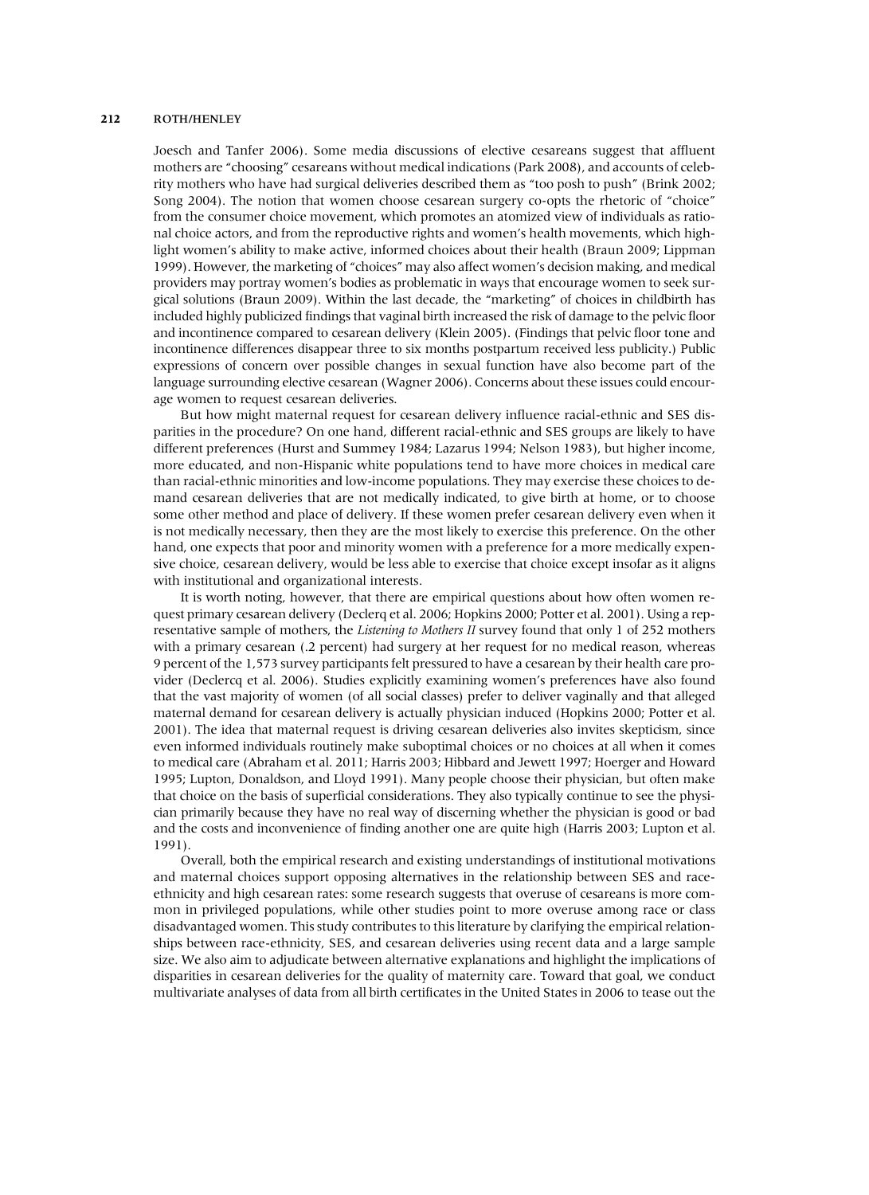Joesch and Tanfer 2006). Some media discussions of elective cesareans suggest that affluent mothers are "choosing" cesareans without medical indications (Park 2008), and accounts of celebrity mothers who have had surgical deliveries described them as "too posh to push" (Brink 2002; Song 2004). The notion that women choose cesarean surgery co-opts the rhetoric of "choice" from the consumer choice movement, which promotes an atomized view of individuals as rational choice actors, and from the reproductive rights and women's health movements, which highlight women's ability to make active, informed choices about their health (Braun 2009; Lippman 1999). However, the marketing of "choices" may also affect women's decision making, and medical providers may portray women's bodies as problematic in ways that encourage women to seek surgical solutions (Braun 2009). Within the last decade, the "marketing" of choices in childbirth has included highly publicized findings that vaginal birth increased the risk of damage to the pelvic floor and incontinence compared to cesarean delivery (Klein 2005). (Findings that pelvic floor tone and incontinence differences disappear three to six months postpartum received less publicity.) Public expressions of concern over possible changes in sexual function have also become part of the language surrounding elective cesarean (Wagner 2006). Concerns about these issues could encourage women to request cesarean deliveries.

But how might maternal request for cesarean delivery influence racial-ethnic and SES disparities in the procedure? On one hand, different racial-ethnic and SES groups are likely to have different preferences (Hurst and Summey 1984; Lazarus 1994; Nelson 1983), but higher income, more educated, and non-Hispanic white populations tend to have more choices in medical care than racial-ethnic minorities and low-income populations. They may exercise these choices to demand cesarean deliveries that are not medically indicated, to give birth at home, or to choose some other method and place of delivery. If these women prefer cesarean delivery even when it is not medically necessary, then they are the most likely to exercise this preference. On the other hand, one expects that poor and minority women with a preference for a more medically expensive choice, cesarean delivery, would be less able to exercise that choice except insofar as it aligns with institutional and organizational interests.

It is worth noting, however, that there are empirical questions about how often women request primary cesarean delivery (Declerq et al. 2006; Hopkins 2000; Potter et al. 2001). Using a representative sample of mothers, the *Listening to Mothers II* survey found that only 1 of 252 mothers with a primary cesarean (.2 percent) had surgery at her request for no medical reason, whereas 9 percent of the 1,573 survey participants felt pressured to have a cesarean by their health care provider (Declercq et al. 2006). Studies explicitly examining women's preferences have also found that the vast majority of women (of all social classes) prefer to deliver vaginally and that alleged maternal demand for cesarean delivery is actually physician induced (Hopkins 2000; Potter et al. 2001). The idea that maternal request is driving cesarean deliveries also invites skepticism, since even informed individuals routinely make suboptimal choices or no choices at all when it comes to medical care (Abraham et al. 2011; Harris 2003; Hibbard and Jewett 1997; Hoerger and Howard 1995; Lupton, Donaldson, and Lloyd 1991). Many people choose their physician, but often make that choice on the basis of superficial considerations. They also typically continue to see the physician primarily because they have no real way of discerning whether the physician is good or bad and the costs and inconvenience of finding another one are quite high (Harris 2003; Lupton et al. 1991).

Overall, both the empirical research and existing understandings of institutional motivations and maternal choices support opposing alternatives in the relationship between SES and race-ethnicity and high cesarean rates: some research suggests that overuse of cesareans is more common in privileged populations, while other studies point to more overuse among race or class disadvantaged women. This study contributes to this literature by clarifying the empirical relationships between race-ethnicity, SES, and cesarean deliveries using recent data and a large sample size. We also aim to adjudicate between alternative explanations and highlight the implications of disparities in cesarean deliveries for the quality of maternity care. Toward that goal, we conduct multivariate analyses of data from all birth certificates in the United States in 2006 to tease out the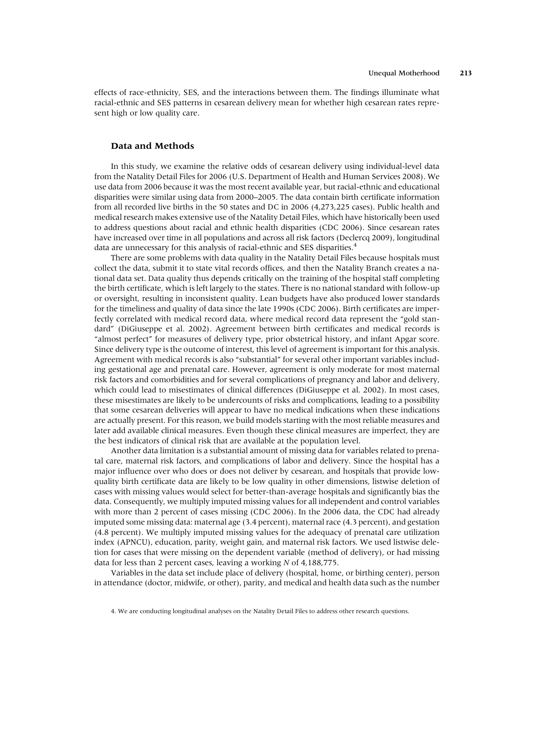effects of race-ethnicity, SES, and the interactions between them. The findings illuminate what racial-ethnic and SES patterns in cesarean delivery mean for whether high cesarean rates represent high or low quality care.

## Data and Methods

In this study, we examine the relative odds of cesarean delivery using individual-level data from the Natality Detail Files for 2006 (U.S. Department of Health and Human Services 2008). We use data from 2006 because it was the most recent available year, but racial-ethnic and educational disparities were similar using data from 2000–2005. The data contain birth certificate information from all recorded live births in the 50 states and DC in 2006 (4,273,225 cases). Public health and medical research makes extensive use of the Natality Detail Files, which have historically been used to address questions about racial and ethnic health disparities (CDC 2006). Since cesarean rates have increased over time in all populations and across all risk factors (Declercq 2009), longitudinal data are unnecessary for this analysis of racial-ethnic and SES disparities.[4]

There are some problems with data quality in the Natality Detail Files because hospitals must collect the data, submit it to state vital records offices, and then the Natality Branch creates a national data set. Data quality thus depends critically on the training of the hospital staff completing the birth certificate, which is left largely to the states. There is no national standard with follow-up or oversight, resulting in inconsistent quality. Lean budgets have also produced lower standards for the timeliness and quality of data since the late 1990s (CDC 2006). Birth certificates are imperfectly correlated with medical record data, where medical record data represent the "gold standard" (DiGiuseppe et al. 2002). Agreement between birth certificates and medical records is "almost perfect" for measures of delivery type, prior obstetrical history, and infant Apgar score. Since delivery type is the outcome of interest, this level of agreement is important for this analysis. Agreement with medical records is also "substantial" for several other important variables including gestational age and prenatal care. However, agreement is only moderate for most maternal risk factors and comorbidities and for several complications of pregnancy and labor and delivery, which could lead to misestimates of clinical differences (DiGiuseppe et al. 2002). In most cases, these misestimates are likely to be undercounts of risks and complications, leading to a possibility that some cesarean deliveries will appear to have no medical indications when these indications are actually present. For this reason, we build models starting with the most reliable measures and later add available clinical measures. Even though these clinical measures are imperfect, they are the best indicators of clinical risk that are available at the population level.

Another data limitation is a substantial amount of missing data for variables related to prenatal care, maternal risk factors, and complications of labor and delivery. Since the hospital has a major influence over who does or does not deliver by cesarean, and hospitals that provide low-quality birth certificate data are likely to be low quality in other dimensions, listwise deletion of cases with missing values would select for better-than-average hospitals and significantly bias the data. Consequently, we multiply imputed missing values for all independent and control variables with more than 2 percent of cases missing (CDC 2006). In the 2006 data, the CDC had already imputed some missing data: maternal age (3.4 percent), maternal race (4.3 percent), and gestation (4.8 percent). We multiply imputed missing values for the adequacy of prenatal care utilization index (APNCU), education, parity, weight gain, and maternal risk factors. We used listwise deletion for cases that were missing on the dependent variable (method of delivery), or had missing data for less than 2 percent cases, leaving a working *N* of 4,188,775.

Variables in the data set include place of delivery (hospital, home, or birthing center), person in attendance (doctor, midwife, or other), parity, and medical and health data such as the number

4. We are conducting longitudinal analyses on the Natality Detail Files to address other research questions.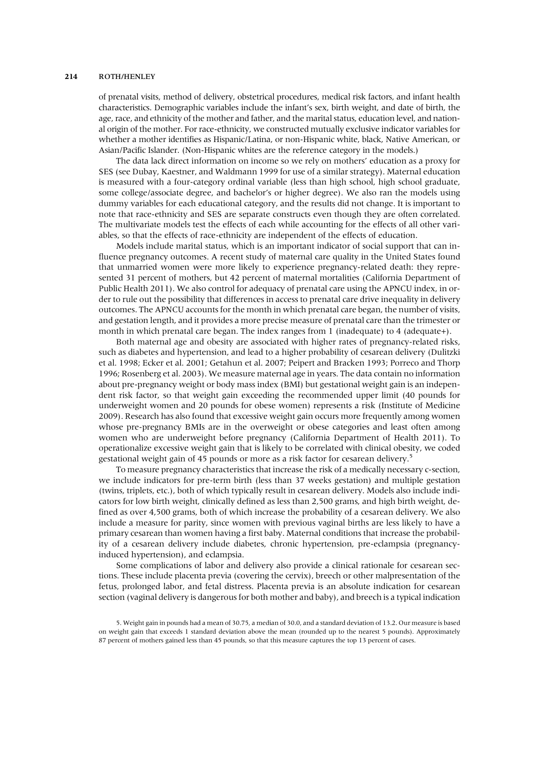of prenatal visits, method of delivery, obstetrical procedures, medical risk factors, and infant health characteristics. Demographic variables include the infant's sex, birth weight, and date of birth, the age, race, and ethnicity of the mother and father, and the marital status, education level, and national origin of the mother. For race-ethnicity, we constructed mutually exclusive indicator variables for whether a mother identifies as Hispanic/Latina, or non-Hispanic white, black, Native American, or Asian/Pacific Islander. (Non-Hispanic whites are the reference category in the models.)

The data lack direct information on income so we rely on mothers' education as a proxy for SES (see Dubay, Kaestner, and Waldmann 1999 for use of a similar strategy). Maternal education is measured with a four-category ordinal variable (less than high school, high school graduate, some college/associate degree, and bachelor's or higher degree). We also ran the models using dummy variables for each educational category, and the results did not change. It is important to note that race-ethnicity and SES are separate constructs even though they are often correlated. The multivariate models test the effects of each while accounting for the effects of all other variables, so that the effects of race-ethnicity are independent of the effects of education.

Models include marital status, which is an important indicator of social support that can influence pregnancy outcomes. A recent study of maternal care quality in the United States found that unmarried women were more likely to experience pregnancy-related death: they represented 31 percent of mothers, but 42 percent of maternal mortalities (California Department of Public Health 2011). We also control for adequacy of prenatal care using the APNCU index, in order to rule out the possibility that differences in access to prenatal care drive inequality in delivery outcomes. The APNCU accounts for the month in which prenatal care began, the number of visits, and gestation length, and it provides a more precise measure of prenatal care than the trimester or month in which prenatal care began. The index ranges from 1 (inadequate) to 4 (adequate+).

Both maternal age and obesity are associated with higher rates of pregnancy-related risks, such as diabetes and hypertension, and lead to a higher probability of cesarean delivery (Dulitzki et al. 1998; Ecker et al. 2001; Getahun et al. 2007; Peipert and Bracken 1993; Porreco and Thorp 1996; Rosenberg et al. 2003). We measure maternal age in years. The data contain no information about pre-pregnancy weight or body mass index (BMI) but gestational weight gain is an independent risk factor, so that weight gain exceeding the recommended upper limit (40 pounds for underweight women and 20 pounds for obese women) represents a risk (Institute of Medicine 2009). Research has also found that excessive weight gain occurs more frequently among women whose pre-pregnancy BMIs are in the overweight or obese categories and least often among women who are underweight before pregnancy (California Department of Health 2011). To operationalize excessive weight gain that is likely to be correlated with clinical obesity, we coded gestational weight gain of 45 pounds or more as a risk factor for cesarean delivery.[5]

To measure pregnancy characteristics that increase the risk of a medically necessary c-section, we include indicators for pre-term birth (less than 37 weeks gestation) and multiple gestation (twins, triplets, etc.), both of which typically result in cesarean delivery. Models also include indicators for low birth weight, clinically defined as less than 2,500 grams, and high birth weight, defined as over 4,500 grams, both of which increase the probability of a cesarean delivery. We also include a measure for parity, since women with previous vaginal births are less likely to have a primary cesarean than women having a first baby. Maternal conditions that increase the probability of a cesarean delivery include diabetes, chronic hypertension, pre-eclampsia (pregnancy-induced hypertension), and eclampsia.

Some complications of labor and delivery also provide a clinical rationale for cesarean sections. These include placenta previa (covering the cervix), breech or other malpresentation of the fetus, prolonged labor, and fetal distress. Placenta previa is an absolute indication for cesarean section (vaginal delivery is dangerous for both mother and baby), and breech is a typical indication

5. Weight gain in pounds had a mean of 30.75, a median of 30.0, and a standard deviation of 13.2. Our measure is based on weight gain that exceeds 1 standard deviation above the mean (rounded up to the nearest 5 pounds). Approximately 87 percent of mothers gained less than 45 pounds, so that this measure captures the top 13 percent of cases.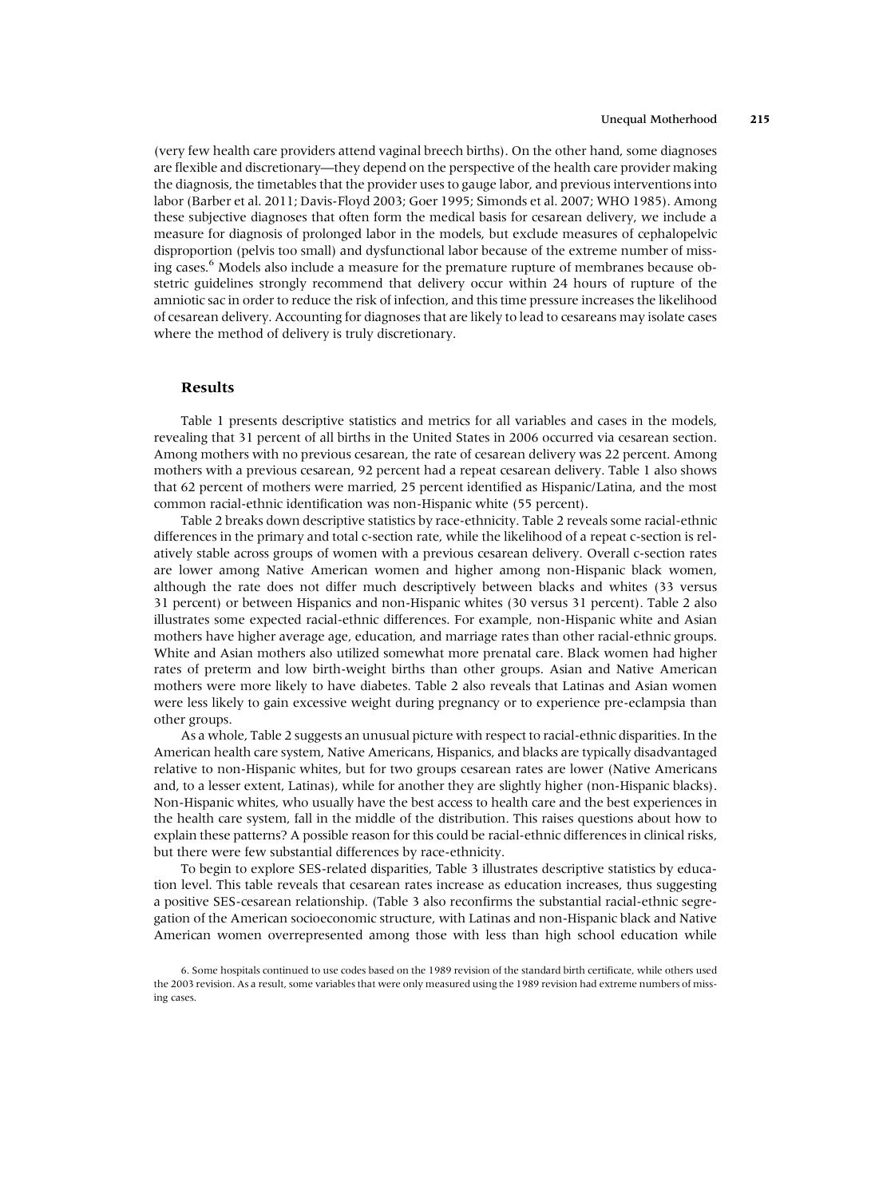(very few health care providers attend vaginal breech births). On the other hand, some diagnoses are flexible and discretionary—they depend on the perspective of the health care provider making the diagnosis, the timetables that the provider uses to gauge labor, and previous interventions into labor (Barber et al. 2011; Davis-Floyd 2003; Goer 1995; Simonds et al. 2007; WHO 1985). Among these subjective diagnoses that often form the medical basis for cesarean delivery, we include a measure for diagnosis of prolonged labor in the models, but exclude measures of cephalopelvic disproportion (pelvis too small) and dysfunctional labor because of the extreme number of missing cases.[6] Models also include a measure for the premature rupture of membranes because obstetric guidelines strongly recommend that delivery occur within 24 hours of rupture of the amniotic sac in order to reduce the risk of infection, and this time pressure increases the likelihood of cesarean delivery. Accounting for diagnoses that are likely to lead to cesareans may isolate cases where the method of delivery is truly discretionary.

## Results

Table 1 presents descriptive statistics and metrics for all variables and cases in the models, revealing that 31 percent of all births in the United States in 2006 occurred via cesarean section. Among mothers with no previous cesarean, the rate of cesarean delivery was 22 percent. Among mothers with a previous cesarean, 92 percent had a repeat cesarean delivery. Table 1 also shows that 62 percent of mothers were married, 25 percent identified as Hispanic/Latina, and the most common racial-ethnic identification was non-Hispanic white (55 percent).

Table 2 breaks down descriptive statistics by race-ethnicity. Table 2 reveals some racial-ethnic differences in the primary and total c-section rate, while the likelihood of a repeat c-section is relatively stable across groups of women with a previous cesarean delivery. Overall c-section rates are lower among Native American women and higher among non-Hispanic black women, although the rate does not differ much descriptively between blacks and whites (33 versus 31 percent) or between Hispanics and non-Hispanic whites (30 versus 31 percent). Table 2 also illustrates some expected racial-ethnic differences. For example, non-Hispanic white and Asian mothers have higher average age, education, and marriage rates than other racial-ethnic groups. White and Asian mothers also utilized somewhat more prenatal care. Black women had higher rates of preterm and low birth-weight births than other groups. Asian and Native American mothers were more likely to have diabetes. Table 2 also reveals that Latinas and Asian women were less likely to gain excessive weight during pregnancy or to experience pre-eclampsia than other groups.

As a whole, Table 2 suggests an unusual picture with respect to racial-ethnic disparities. In the American health care system, Native Americans, Hispanics, and blacks are typically disadvantaged relative to non-Hispanic whites, but for two groups cesarean rates are lower (Native Americans and, to a lesser extent, Latinas), while for another they are slightly higher (non-Hispanic blacks). Non-Hispanic whites, who usually have the best access to health care and the best experiences in the health care system, fall in the middle of the distribution. This raises questions about how to explain these patterns? A possible reason for this could be racial-ethnic differences in clinical risks, but there were few substantial differences by race-ethnicity.

To begin to explore SES-related disparities, Table 3 illustrates descriptive statistics by education level. This table reveals that cesarean rates increase as education increases, thus suggesting a positive SES-cesarean relationship. (Table 3 also reconfirms the substantial racial-ethnic segregation of the American socioeconomic structure, with Latinas and non-Hispanic black and Native American women overrepresented among those with less than high school education while

6. Some hospitals continued to use codes based on the 1989 revision of the standard birth certificate, while others used the 2003 revision. As a result, some variables that were only measured using the 1989 revision had extreme numbers of missing cases.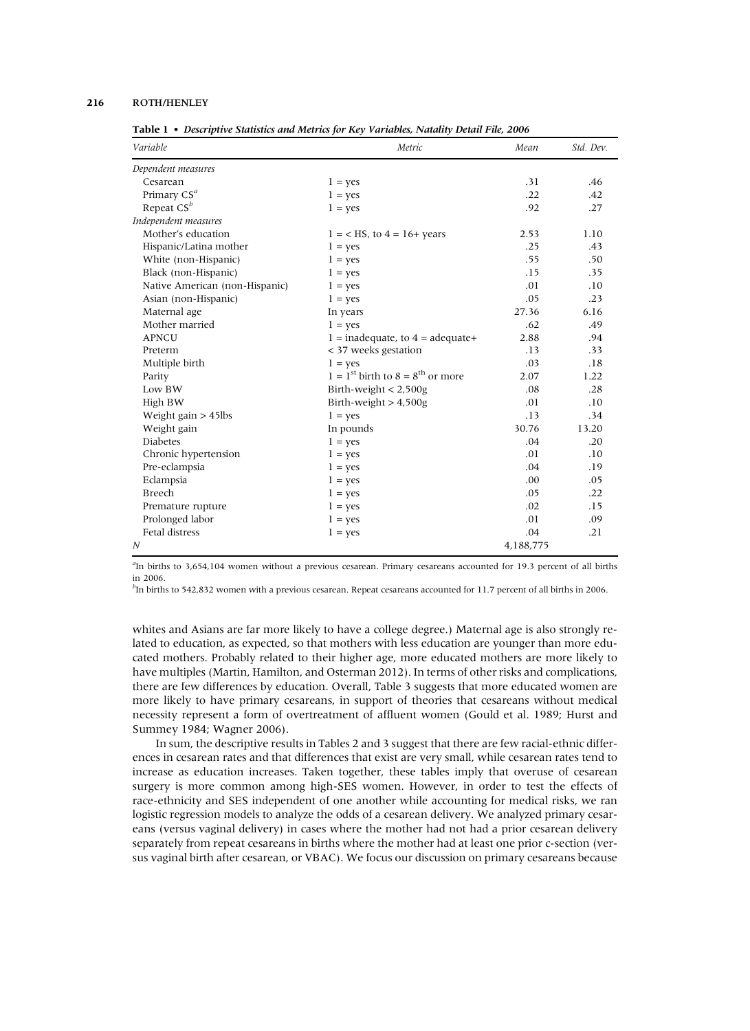**Table 1 • *Descriptive Statistics and Metrics for Key Variables, Natality Detail File, 2006***

| *Variable* | *Metric* | *Mean* | *Std. Dev.* |
|---|---|---|---|
| *Dependent measures* | | | |
| Cesarean | 1 = yes | .31 | .46 |
| Primary CS[a] | 1 = yes | .22 | .42 |
| Repeat CS[b] | 1 = yes | .92 | .27 |
| *Independent measures* | | | |
| Mother's education | 1 = < HS, to 4 = 16+ years | 2.53 | 1.10 |
| Hispanic/Latina mother | 1 = yes | .25 | .43 |
| White (non-Hispanic) | 1 = yes | .55 | .50 |
| Black (non-Hispanic) | 1 = yes | .15 | .35 |
| Native American (non-Hispanic) | 1 = yes | .01 | .10 |
| Asian (non-Hispanic) | 1 = yes | .05 | .23 |
| Maternal age | In years | 27.36 | 6.16 |
| Mother married | 1 = yes | .62 | .49 |
| APNCU | 1 = inadequate, to 4 = adequate+ | 2.88 | .94 |
| Preterm | < 37 weeks gestation | .13 | .33 |
| Multiple birth | 1 = yes | .03 | .18 |
| Parity | 1 = 1st birth to 8 = 8th or more | 2.07 | 1.22 |
| Low BW | Birth-weight < 2,500g | .08 | .28 |
| High BW | Birth-weight > 4,500g | .01 | .10 |
| Weight gain > 45lbs | 1 = yes | .13 | .34 |
| Weight gain | In pounds | 30.76 | 13.20 |
| Diabetes | 1 = yes | .04 | .20 |
| Chronic hypertension | 1 = yes | .01 | .10 |
| Pre-eclampsia | 1 = yes | .04 | .19 |
| Eclampsia | 1 = yes | .00 | .05 |
| Breech | 1 = yes | .05 | .22 |
| Premature rupture | 1 = yes | .02 | .15 |
| Prolonged labor | 1 = yes | .01 | .09 |
| Fetal distress | 1 = yes | .04 | .21 |
| *N* | | 4,188,775 | |

[a]In births to 3,654,104 women without a previous cesarean. Primary cesareans accounted for 19.3 percent of all births in 2006.

[b]In births to 542,832 women with a previous cesarean. Repeat cesareans accounted for 11.7 percent of all births in 2006.

whites and Asians are far more likely to have a college degree.) Maternal age is also strongly related to education, as expected, so that mothers with less education are younger than more educated mothers. Probably related to their higher age, more educated mothers are more likely to have multiples (Martin, Hamilton, and Osterman 2012). In terms of other risks and complications, there are few differences by education. Overall, Table 3 suggests that more educated women are more likely to have primary cesareans, in support of theories that cesareans without medical necessity represent a form of overtreatment of affluent women (Gould et al. 1989; Hurst and Summey 1984; Wagner 2006).

In sum, the descriptive results in Tables 2 and 3 suggest that there are few racial-ethnic differences in cesarean rates and that differences that exist are very small, while cesarean rates tend to increase as education increases. Taken together, these tables imply that overuse of cesarean surgery is more common among high-SES women. However, in order to test the effects of race-ethnicity and SES independent of one another while accounting for medical risks, we ran logistic regression models to analyze the odds of a cesarean delivery. We analyzed primary cesareans (versus vaginal delivery) in cases where the mother had not had a prior cesarean delivery separately from repeat cesareans in births where the mother had at least one prior c-section (versus vaginal birth after cesarean, or VBAC). We focus our discussion on primary cesareans because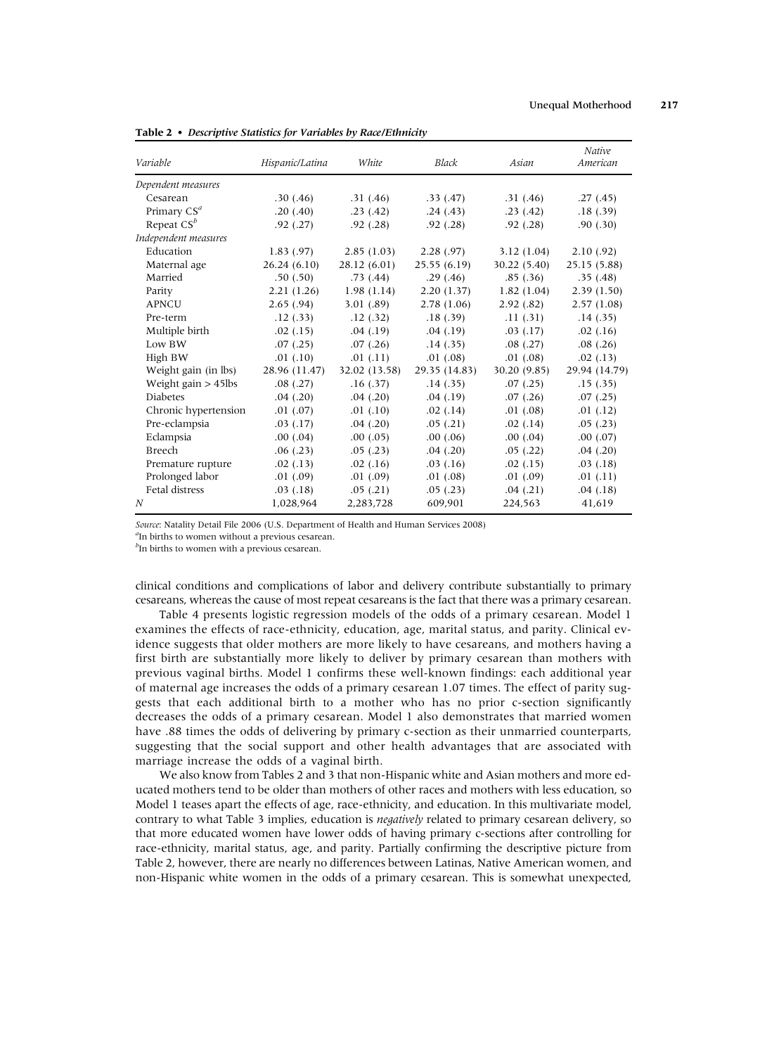**Table 2 • *Descriptive Statistics for Variables by Race/Ethnicity***

| *Variable* | *Hispanic/Latina* | *White* | *Black* | *Asian* | *Native American* |
|---|---|---|---|---|---|
| *Dependent measures* | | | | | |
| Cesarean | .30 (.46) | .31 (.46) | .33 (.47) | .31 (.46) | .27 (.45) |
| Primary CS[a] | .20 (.40) | .23 (.42) | .24 (.43) | .23 (.42) | .18 (.39) |
| Repeat CS[b] | .92 (.27) | .92 (.28) | .92 (.28) | .92 (.28) | .90 (.30) |
| *Independent measures* | | | | | |
| Education | 1.83 (.97) | 2.85 (1.03) | 2.28 (.97) | 3.12 (1.04) | 2.10 (.92) |
| Maternal age | 26.24 (6.10) | 28.12 (6.01) | 25.55 (6.19) | 30.22 (5.40) | 25.15 (5.88) |
| Married | .50 (.50) | .73 (.44) | .29 (.46) | .85 (.36) | .35 (.48) |
| Parity | 2.21 (1.26) | 1.98 (1.14) | 2.20 (1.37) | 1.82 (1.04) | 2.39 (1.50) |
| APNCU | 2.65 (.94) | 3.01 (.89) | 2.78 (1.06) | 2.92 (.82) | 2.57 (1.08) |
| Pre-term | .12 (.33) | .12 (.32) | .18 (.39) | .11 (.31) | .14 (.35) |
| Multiple birth | .02 (.15) | .04 (.19) | .04 (.19) | .03 (.17) | .02 (.16) |
| Low BW | .07 (.25) | .07 (.26) | .14 (.35) | .08 (.27) | .08 (.26) |
| High BW | .01 (.10) | .01 (.11) | .01 (.08) | .01 (.08) | .02 (.13) |
| Weight gain (in lbs) | 28.96 (11.47) | 32.02 (13.58) | 29.35 (14.83) | 30.20 (9.85) | 29.94 (14.79) |
| Weight gain > 45lbs | .08 (.27) | .16 (.37) | .14 (.35) | .07 (.25) | .15 (.35) |
| Diabetes | .04 (.20) | .04 (.20) | .04 (.19) | .07 (.26) | .07 (.25) |
| Chronic hypertension | .01 (.07) | .01 (.10) | .02 (.14) | .01 (.08) | .01 (.12) |
| Pre-eclampsia | .03 (.17) | .04 (.20) | .05 (.21) | .02 (.14) | .05 (.23) |
| Eclampsia | .00 (.04) | .00 (.05) | .00 (.06) | .00 (.04) | .00 (.07) |
| Breech | .06 (.23) | .05 (.23) | .04 (.20) | .05 (.22) | .04 (.20) |
| Premature rupture | .02 (.13) | .02 (.16) | .03 (.16) | .02 (.15) | .03 (.18) |
| Prolonged labor | .01 (.09) | .01 (.09) | .01 (.08) | .01 (.09) | .01 (.11) |
| Fetal distress | .03 (.18) | .05 (.21) | .05 (.23) | .04 (.21) | .04 (.18) |
| *N* | 1,028,964 | 2,283,728 | 609,901 | 224,563 | 41,619 |

*Source*: Natality Detail File 2006 (U.S. Department of Health and Human Services 2008)

[a]In births to women without a previous cesarean.

[b]In births to women with a previous cesarean.

clinical conditions and complications of labor and delivery contribute substantially to primary cesareans, whereas the cause of most repeat cesareans is the fact that there was a primary cesarean.

Table 4 presents logistic regression models of the odds of a primary cesarean. Model 1 examines the effects of race-ethnicity, education, age, marital status, and parity. Clinical evidence suggests that older mothers are more likely to have cesareans, and mothers having a first birth are substantially more likely to deliver by primary cesarean than mothers with previous vaginal births. Model 1 confirms these well-known findings: each additional year of maternal age increases the odds of a primary cesarean 1.07 times. The effect of parity suggests that each additional birth to a mother who has no prior c-section significantly decreases the odds of a primary cesarean. Model 1 also demonstrates that married women have .88 times the odds of delivering by primary c-section as their unmarried counterparts, suggesting that the social support and other health advantages that are associated with marriage increase the odds of a vaginal birth.

We also know from Tables 2 and 3 that non-Hispanic white and Asian mothers and more educated mothers tend to be older than mothers of other races and mothers with less education, so Model 1 teases apart the effects of age, race-ethnicity, and education. In this multivariate model, contrary to what Table 3 implies, education is *negatively* related to primary cesarean delivery, so that more educated women have lower odds of having primary c-sections after controlling for race-ethnicity, marital status, age, and parity. Partially confirming the descriptive picture from Table 2, however, there are nearly no differences between Latinas, Native American women, and non-Hispanic white women in the odds of a primary cesarean. This is somewhat unexpected,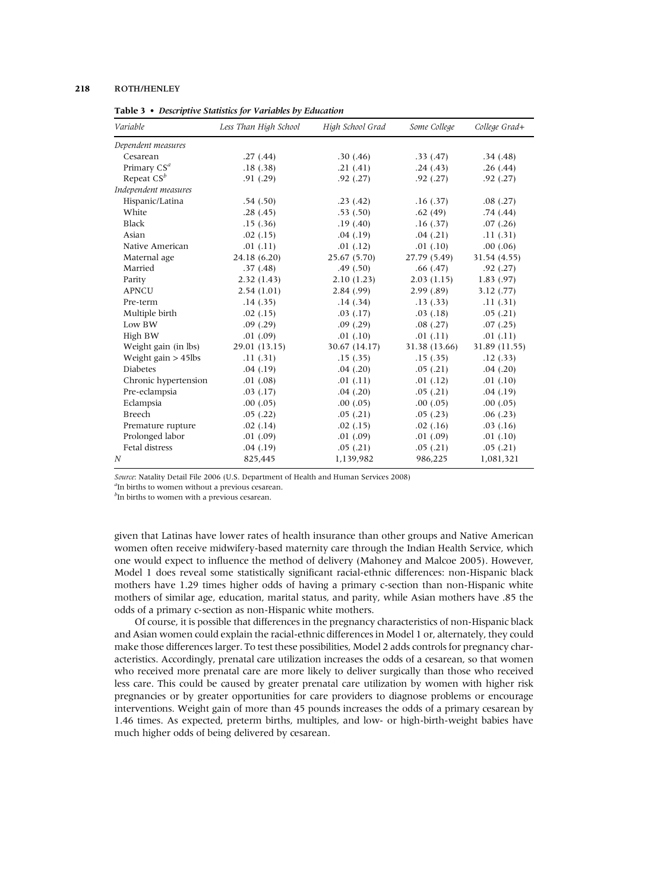**Table 3 • *Descriptive Statistics for Variables by Education***

| *Variable* | *Less Than High School* | *High School Grad* | *Some College* | *College Grad+* |
|---|---|---|---|---|
| *Dependent measures* | | | | |
| Cesarean | .27 (.44) | .30 (.46) | .33 (.47) | .34 (.48) |
| Primary CS[a] | .18 (.38) | .21 (.41) | .24 (.43) | .26 (.44) |
| Repeat CS[b] | .91 (.29) | .92 (.27) | .92 (.27) | .92 (.27) |
| *Independent measures* | | | | |
| Hispanic/Latina | .54 (.50) | .23 (.42) | .16 (.37) | .08 (.27) |
| White | .28 (.45) | .53 (.50) | .62 (49) | .74 (.44) |
| Black | .15 (.36) | .19 (.40) | .16 (.37) | .07 (.26) |
| Asian | .02 (.15) | .04 (.19) | .04 (.21) | .11 (.31) |
| Native American | .01 (.11) | .01 (.12) | .01 (.10) | .00 (.06) |
| Maternal age | 24.18 (6.20) | 25.67 (5.70) | 27.79 (5.49) | 31.54 (4.55) |
| Married | .37 (.48) | .49 (.50) | .66 (.47) | .92 (.27) |
| Parity | 2.32 (1.43) | 2.10 (1.23) | 2.03 (1.15) | 1.83 (.97) |
| APNCU | 2.54 (1.01) | 2.84 (.99) | 2.99 (.89) | 3.12 (.77) |
| Pre-term | .14 (.35) | .14 (.34) | .13 (.33) | .11 (.31) |
| Multiple birth | .02 (.15) | .03 (.17) | .03 (.18) | .05 (.21) |
| Low BW | .09 (.29) | .09 (.29) | .08 (.27) | .07 (.25) |
| High BW | .01 (.09) | .01 (.10) | .01 (.11) | .01 (.11) |
| Weight gain (in lbs) | 29.01 (13.15) | 30.67 (14.17) | 31.38 (13.66) | 31.89 (11.55) |
| Weight gain > 45lbs | .11 (.31) | .15 (.35) | .15 (.35) | .12 (.33) |
| Diabetes | .04 (.19) | .04 (.20) | .05 (.21) | .04 (.20) |
| Chronic hypertension | .01 (.08) | .01 (.11) | .01 (.12) | .01 (.10) |
| Pre-eclampsia | .03 (.17) | .04 (.20) | .05 (.21) | .04 (.19) |
| Eclampsia | .00 (.05) | .00 (.05) | .00 (.05) | .00 (.05) |
| Breech | .05 (.22) | .05 (.21) | .05 (.23) | .06 (.23) |
| Premature rupture | .02 (.14) | .02 (.15) | .02 (.16) | .03 (.16) |
| Prolonged labor | .01 (.09) | .01 (.09) | .01 (.09) | .01 (.10) |
| Fetal distress | .04 (.19) | .05 (.21) | .05 (.21) | .05 (.21) |
| *N* | 825,445 | 1,139,982 | 986,225 | 1,081,321 |

*Source*: Natality Detail File 2006 (U.S. Department of Health and Human Services 2008)
[a]In births to women without a previous cesarean.
[b]In births to women with a previous cesarean.

given that Latinas have lower rates of health insurance than other groups and Native American women often receive midwifery-based maternity care through the Indian Health Service, which one would expect to influence the method of delivery (Mahoney and Malcoe 2005). However, Model 1 does reveal some statistically significant racial-ethnic differences: non-Hispanic black mothers have 1.29 times higher odds of having a primary c-section than non-Hispanic white mothers of similar age, education, marital status, and parity, while Asian mothers have .85 the odds of a primary c-section as non-Hispanic white mothers.

Of course, it is possible that differences in the pregnancy characteristics of non-Hispanic black and Asian women could explain the racial-ethnic differences in Model 1 or, alternately, they could make those differences larger. To test these possibilities, Model 2 adds controls for pregnancy characteristics. Accordingly, prenatal care utilization increases the odds of a cesarean, so that women who received more prenatal care are more likely to deliver surgically than those who received less care. This could be caused by greater prenatal care utilization by women with higher risk pregnancies or by greater opportunities for care providers to diagnose problems or encourage interventions. Weight gain of more than 45 pounds increases the odds of a primary cesarean by 1.46 times. As expected, preterm births, multiples, and low- or high-birth-weight babies have much higher odds of being delivered by cesarean.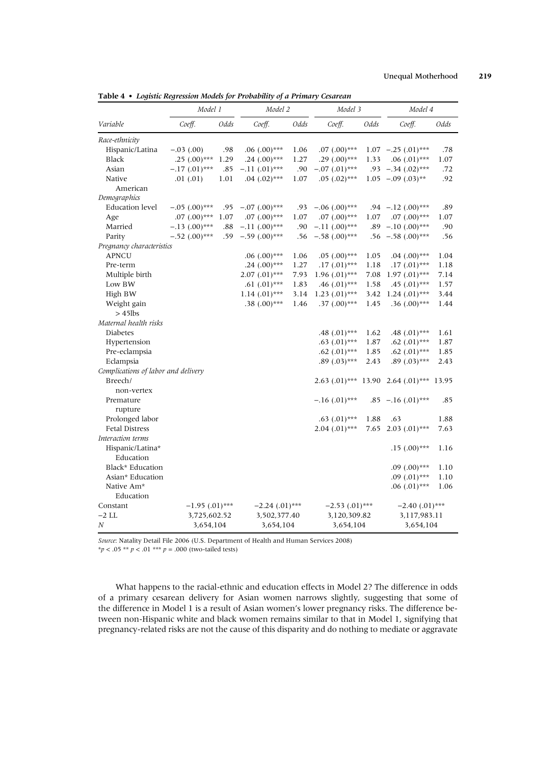**Table 4 • Logistic Regression Models for Probability of a Primary Cesarean**

| | Model 1 | | Model 2 | | Model 3 | | Model 4 | |
|---|---|---|---|---|---|---|---|---|
| *Variable* | *Coeff.* | *Odds* | *Coeff.* | *Odds* | *Coeff.* | *Odds* | *Coeff.* | *Odds* |
| *Race-ethnicity* | | | | | | | | |
| Hispanic/Latina | −.03 (.00) | .98 | .06 (.00)*** | 1.06 | .07 (.00)*** | 1.07 | −.25 (.01)*** | .78 |
| Black | .25 (.00)*** | 1.29 | .24 (.00)*** | 1.27 | .29 (.00)*** | 1.33 | .06 (.01)*** | 1.07 |
| Asian | −.17 (.01)*** | .85 | −.11 (.01)*** | .90 | −.07 (.01)*** | .93 | −.34 (.02)*** | .72 |
| Native American | .01 (.01) | 1.01 | .04 (.02)*** | 1.07 | .05 (.02)*** | 1.05 | −.09 (.03)** | .92 |
| *Demographics* | | | | | | | | |
| Education level | −.05 (.00)*** | .95 | −.07 (.00)*** | .93 | −.06 (.00)*** | .94 | −.12 (.00)*** | .89 |
| Age | .07 (.00)*** | 1.07 | .07 (.00)*** | 1.07 | .07 (.00)*** | 1.07 | .07 (.00)*** | 1.07 |
| Married | −.13 (.00)*** | .88 | −.11 (.00)*** | .90 | −.11 (.00)*** | .89 | −.10 (.00)*** | .90 |
| Parity | −.52 (.00)*** | .59 | −.59 (.00)*** | .56 | −.58 (.00)*** | .56 | −.58 (.00)*** | .56 |
| *Pregnancy characteristics* | | | | | | | | |
| APNCU | | | .06 (.00)*** | 1.06 | .05 (.00)*** | 1.05 | .04 (.00)*** | 1.04 |
| Pre-term | | | .24 (.00)*** | 1.27 | .17 (.01)*** | 1.18 | .17 (.01)*** | 1.18 |
| Multiple birth | | | 2.07 (.01)*** | 7.93 | 1.96 (.01)*** | 7.08 | 1.97 (.01)*** | 7.14 |
| Low BW | | | .61 (.01)*** | 1.83 | .46 (.01)*** | 1.58 | .45 (.01)*** | 1.57 |
| High BW | | | 1.14 (.01)*** | 3.14 | 1.23 (.01)*** | 3.42 | 1.24 (.01)*** | 3.44 |
| Weight gain > 45lbs | | | .38 (.00)*** | 1.46 | .37 (.00)*** | 1.45 | .36 (.00)*** | 1.44 |
| *Maternal health risks* | | | | | | | | |
| Diabetes | | | | | .48 (.01)*** | 1.62 | .48 (.01)*** | 1.61 |
| Hypertension | | | | | .63 (.01)*** | 1.87 | .62 (.01)*** | 1.87 |
| Pre-eclampsia | | | | | .62 (.01)*** | 1.85 | .62 (.01)*** | 1.85 |
| Eclampsia | | | | | .89 (.03)*** | 2.43 | .89 (.03)*** | 2.43 |
| *Complications of labor and delivery* | | | | | | | | |
| Breech/ non-vertex | | | | | 2.63 (.01)*** | 13.90 | 2.64 (.01)*** | 13.95 |
| Premature rupture | | | | | −.16 (.01)*** | .85 | −.16 (.01)*** | .85 |
| Prolonged labor | | | | | .63 (.01)*** | 1.88 | .63 | 1.88 |
| Fetal Distress | | | | | 2.04 (.01)*** | 7.65 | 2.03 (.01)*** | 7.63 |
| *Interaction terms* | | | | | | | | |
| Hispanic/Latina* Education | | | | | | | .15 (.00)*** | 1.16 |
| Black* Education | | | | | | | .09 (.00)*** | 1.10 |
| Asian* Education | | | | | | | .09 (.01)*** | 1.10 |
| Native Am* Education | | | | | | | .06 (.01)*** | 1.06 |
| Constant | −1.95 (.01)*** | | −2.24 (.01)*** | | −2.53 (.01)*** | | −2.40 (.01)*** | |
| −2 LL | 3,725,602.52 | | 3,502,377.40 | | 3,120,309.82 | | 3,117,983.11 | |
| *N* | 3,654,104 | | 3,654,104 | | 3,654,104 | | 3,654,104 | |

*Source*: Natality Detail File 2006 (U.S. Department of Health and Human Services 2008)
*$p < .05$ ** $p < .01$ *** $p = .000$ (two-tailed tests)

What happens to the racial-ethnic and education effects in Model 2? The difference in odds of a primary cesarean delivery for Asian women narrows slightly, suggesting that some of the difference in Model 1 is a result of Asian women's lower pregnancy risks. The difference between non-Hispanic white and black women remains similar to that in Model 1, signifying that pregnancy-related risks are not the cause of this disparity and do nothing to mediate or aggravate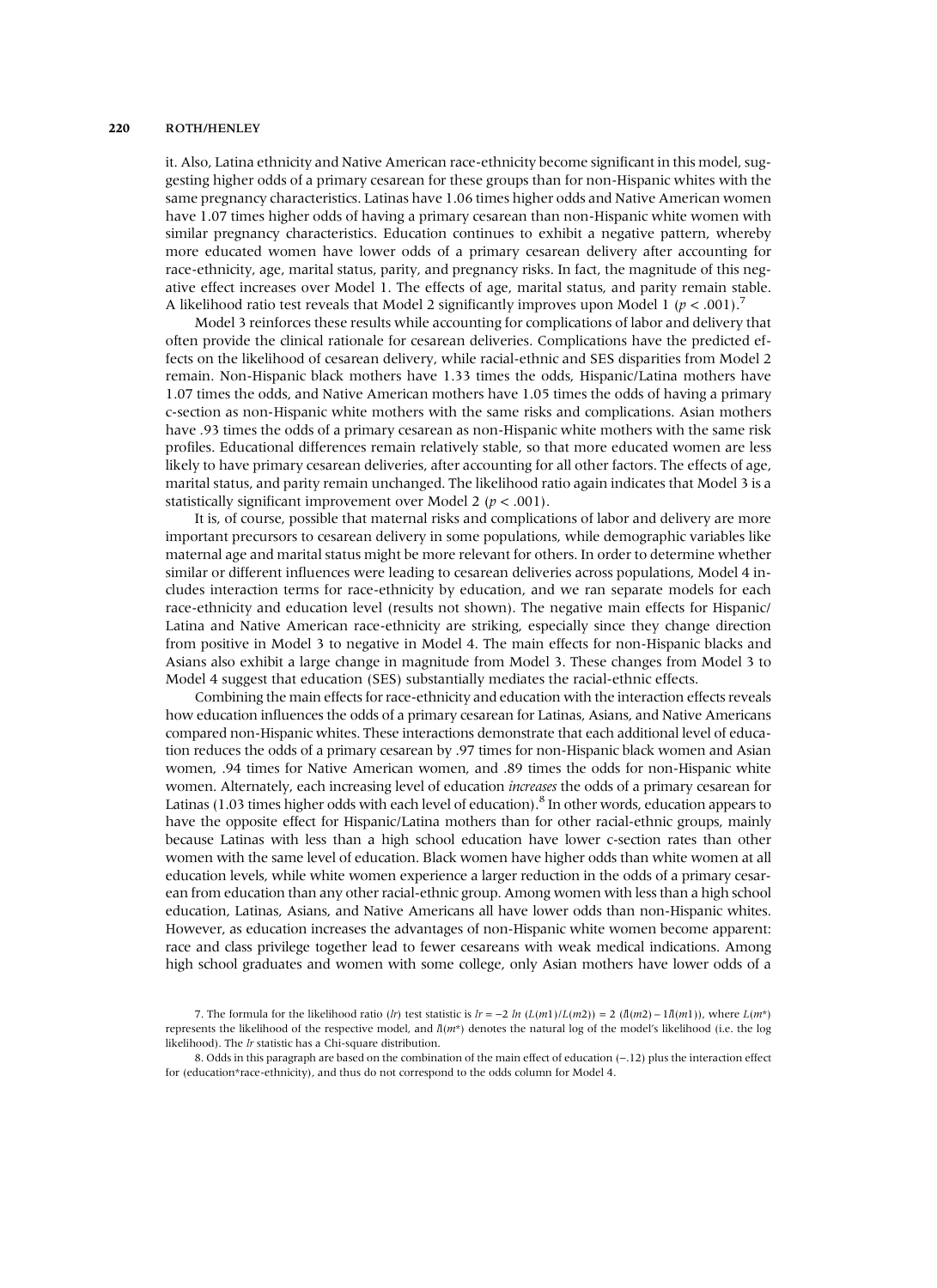it. Also, Latina ethnicity and Native American race-ethnicity become significant in this model, suggesting higher odds of a primary cesarean for these groups than for non-Hispanic whites with the same pregnancy characteristics. Latinas have 1.06 times higher odds and Native American women have 1.07 times higher odds of having a primary cesarean than non-Hispanic white women with similar pregnancy characteristics. Education continues to exhibit a negative pattern, whereby more educated women have lower odds of a primary cesarean delivery after accounting for race-ethnicity, age, marital status, parity, and pregnancy risks. In fact, the magnitude of this negative effect increases over Model 1. The effects of age, marital status, and parity remain stable. A likelihood ratio test reveals that Model 2 significantly improves upon Model 1 ($p < .001$).[7]

Model 3 reinforces these results while accounting for complications of labor and delivery that often provide the clinical rationale for cesarean deliveries. Complications have the predicted effects on the likelihood of cesarean delivery, while racial-ethnic and SES disparities from Model 2 remain. Non-Hispanic black mothers have 1.33 times the odds, Hispanic/Latina mothers have 1.07 times the odds, and Native American mothers have 1.05 times the odds of having a primary c-section as non-Hispanic white mothers with the same risks and complications. Asian mothers have .93 times the odds of a primary cesarean as non-Hispanic white mothers with the same risk profiles. Educational differences remain relatively stable, so that more educated women are less likely to have primary cesarean deliveries, after accounting for all other factors. The effects of age, marital status, and parity remain unchanged. The likelihood ratio again indicates that Model 3 is a statistically significant improvement over Model 2 ($p < .001$).

It is, of course, possible that maternal risks and complications of labor and delivery are more important precursors to cesarean delivery in some populations, while demographic variables like maternal age and marital status might be more relevant for others. In order to determine whether similar or different influences were leading to cesarean deliveries across populations, Model 4 includes interaction terms for race-ethnicity by education, and we ran separate models for each race-ethnicity and education level (results not shown). The negative main effects for Hispanic/Latina and Native American race-ethnicity are striking, especially since they change direction from positive in Model 3 to negative in Model 4. The main effects for non-Hispanic blacks and Asians also exhibit a large change in magnitude from Model 3. These changes from Model 3 to Model 4 suggest that education (SES) substantially mediates the racial-ethnic effects.

Combining the main effects for race-ethnicity and education with the interaction effects reveals how education influences the odds of a primary cesarean for Latinas, Asians, and Native Americans compared non-Hispanic whites. These interactions demonstrate that each additional level of education reduces the odds of a primary cesarean by .97 times for non-Hispanic black women and Asian women, .94 times for Native American women, and .89 times the odds for non-Hispanic white women. Alternately, each increasing level of education *increases* the odds of a primary cesarean for Latinas (1.03 times higher odds with each level of education).[8] In other words, education appears to have the opposite effect for Hispanic/Latina mothers than for other racial-ethnic groups, mainly because Latinas with less than a high school education have lower c-section rates than other women with the same level of education. Black women have higher odds than white women at all education levels, while white women experience a larger reduction in the odds of a primary cesarean from education than any other racial-ethnic group. Among women with less than a high school education, Latinas, Asians, and Native Americans all have lower odds than non-Hispanic whites. However, as education increases the advantages of non-Hispanic white women become apparent: race and class privilege together lead to fewer cesareans with weak medical indications. Among high school graduates and women with some college, only Asian mothers have lower odds of a

7. The formula for the likelihood ratio (*lr*) test statistic is $lr = -2\ ln\ (L(m1)/L(m2)) = 2\ (ll(m2) - 1ll(m1))$, where $L(m^*)$ represents the likelihood of the respective model, and $ll(m^*)$ denotes the natural log of the model's likelihood (i.e. the log likelihood). The *lr* statistic has a Chi-square distribution.

8. Odds in this paragraph are based on the combination of the main effect of education (−.12) plus the interaction effect for (education*race-ethnicity), and thus do not correspond to the odds column for Model 4.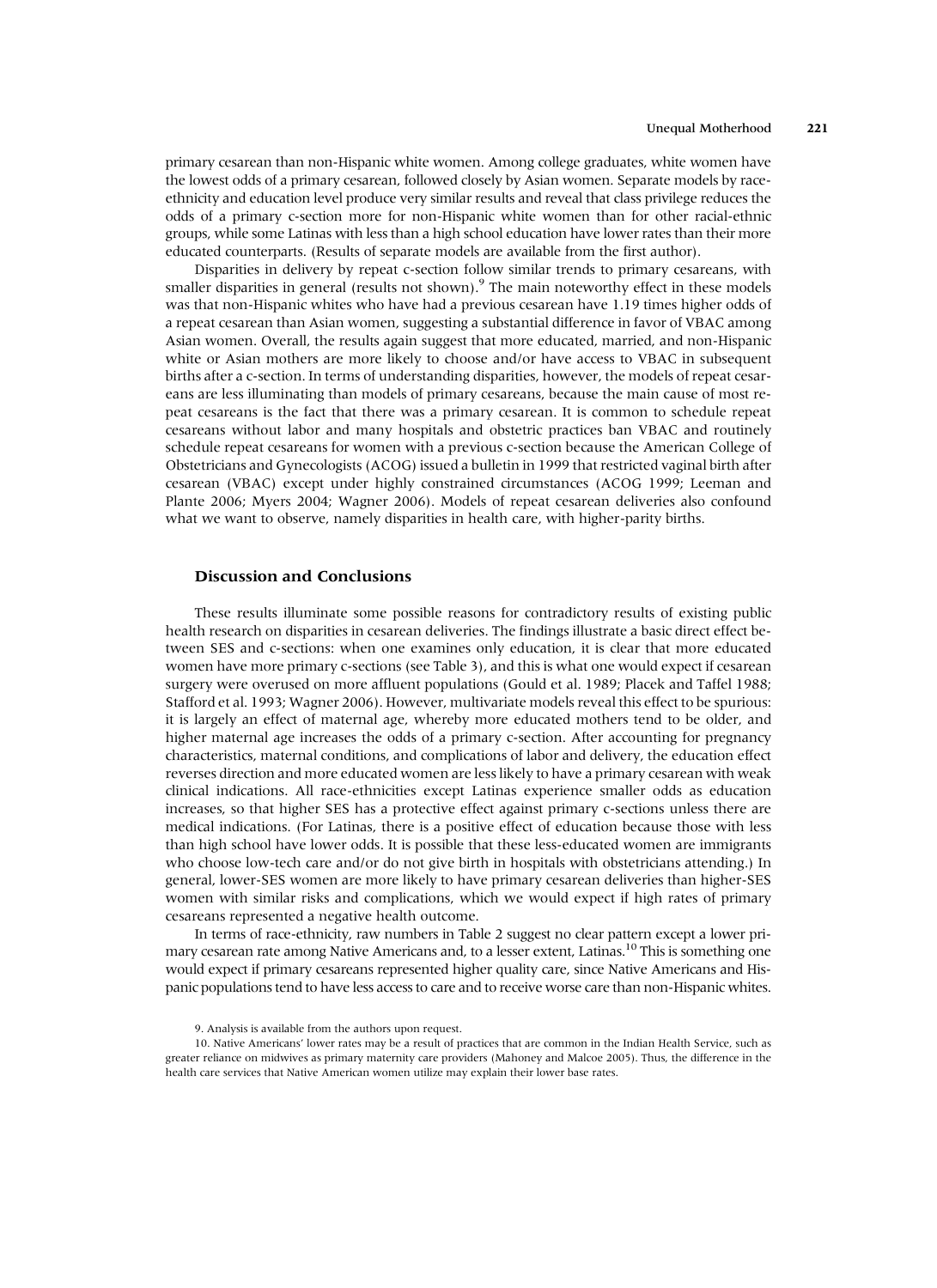primary cesarean than non-Hispanic white women. Among college graduates, white women have the lowest odds of a primary cesarean, followed closely by Asian women. Separate models by race-ethnicity and education level produce very similar results and reveal that class privilege reduces the odds of a primary c-section more for non-Hispanic white women than for other racial-ethnic groups, while some Latinas with less than a high school education have lower rates than their more educated counterparts. (Results of separate models are available from the first author).

Disparities in delivery by repeat c-section follow similar trends to primary cesareans, with smaller disparities in general (results not shown).[9] The main noteworthy effect in these models was that non-Hispanic whites who have had a previous cesarean have 1.19 times higher odds of a repeat cesarean than Asian women, suggesting a substantial difference in favor of VBAC among Asian women. Overall, the results again suggest that more educated, married, and non-Hispanic white or Asian mothers are more likely to choose and/or have access to VBAC in subsequent births after a c-section. In terms of understanding disparities, however, the models of repeat cesareans are less illuminating than models of primary cesareans, because the main cause of most repeat cesareans is the fact that there was a primary cesarean. It is common to schedule repeat cesareans without labor and many hospitals and obstetric practices ban VBAC and routinely schedule repeat cesareans for women with a previous c-section because the American College of Obstetricians and Gynecologists (ACOG) issued a bulletin in 1999 that restricted vaginal birth after cesarean (VBAC) except under highly constrained circumstances (ACOG 1999; Leeman and Plante 2006; Myers 2004; Wagner 2006). Models of repeat cesarean deliveries also confound what we want to observe, namely disparities in health care, with higher-parity births.

## Discussion and Conclusions

These results illuminate some possible reasons for contradictory results of existing public health research on disparities in cesarean deliveries. The findings illustrate a basic direct effect between SES and c-sections: when one examines only education, it is clear that more educated women have more primary c-sections (see Table 3), and this is what one would expect if cesarean surgery were overused on more affluent populations (Gould et al. 1989; Placek and Taffel 1988; Stafford et al. 1993; Wagner 2006). However, multivariate models reveal this effect to be spurious: it is largely an effect of maternal age, whereby more educated mothers tend to be older, and higher maternal age increases the odds of a primary c-section. After accounting for pregnancy characteristics, maternal conditions, and complications of labor and delivery, the education effect reverses direction and more educated women are less likely to have a primary cesarean with weak clinical indications. All race-ethnicities except Latinas experience smaller odds as education increases, so that higher SES has a protective effect against primary c-sections unless there are medical indications. (For Latinas, there is a positive effect of education because those with less than high school have lower odds. It is possible that these less-educated women are immigrants who choose low-tech care and/or do not give birth in hospitals with obstetricians attending.) In general, lower-SES women are more likely to have primary cesarean deliveries than higher-SES women with similar risks and complications, which we would expect if high rates of primary cesareans represented a negative health outcome.

In terms of race-ethnicity, raw numbers in Table 2 suggest no clear pattern except a lower primary cesarean rate among Native Americans and, to a lesser extent, Latinas.[10] This is something one would expect if primary cesareans represented higher quality care, since Native Americans and Hispanic populations tend to have less access to care and to receive worse care than non-Hispanic whites.

9. Analysis is available from the authors upon request.

10. Native Americans' lower rates may be a result of practices that are common in the Indian Health Service, such as greater reliance on midwives as primary maternity care providers (Mahoney and Malcoe 2005). Thus, the difference in the health care services that Native American women utilize may explain their lower base rates.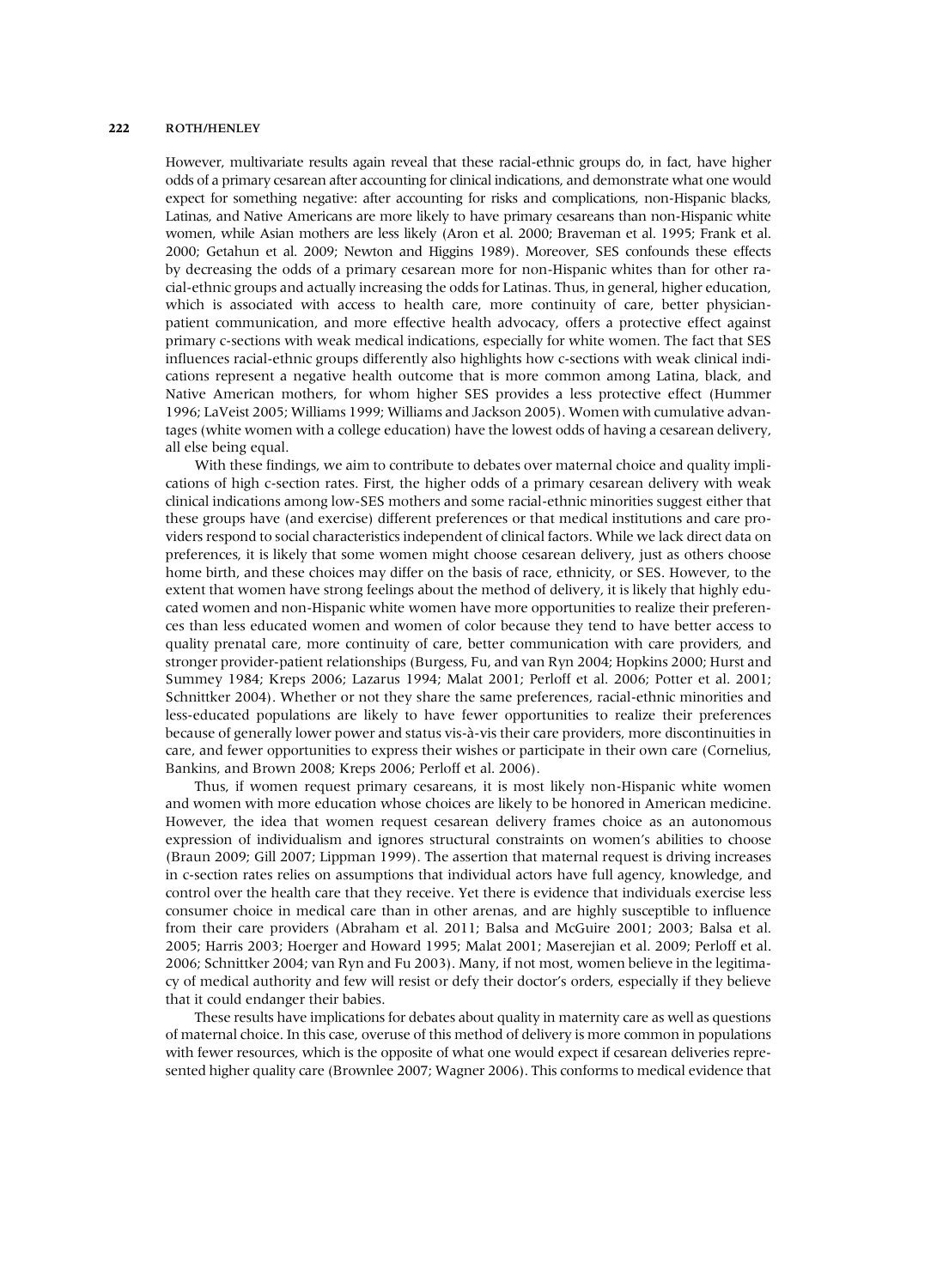However, multivariate results again reveal that these racial-ethnic groups do, in fact, have higher odds of a primary cesarean after accounting for clinical indications, and demonstrate what one would expect for something negative: after accounting for risks and complications, non-Hispanic blacks, Latinas, and Native Americans are more likely to have primary cesareans than non-Hispanic white women, while Asian mothers are less likely (Aron et al. 2000; Braveman et al. 1995; Frank et al. 2000; Getahun et al. 2009; Newton and Higgins 1989). Moreover, SES confounds these effects by decreasing the odds of a primary cesarean more for non-Hispanic whites than for other racial-ethnic groups and actually increasing the odds for Latinas. Thus, in general, higher education, which is associated with access to health care, more continuity of care, better physician-patient communication, and more effective health advocacy, offers a protective effect against primary c-sections with weak medical indications, especially for white women. The fact that SES influences racial-ethnic groups differently also highlights how c-sections with weak clinical indications represent a negative health outcome that is more common among Latina, black, and Native American mothers, for whom higher SES provides a less protective effect (Hummer 1996; LaVeist 2005; Williams 1999; Williams and Jackson 2005). Women with cumulative advantages (white women with a college education) have the lowest odds of having a cesarean delivery, all else being equal.

With these findings, we aim to contribute to debates over maternal choice and quality implications of high c-section rates. First, the higher odds of a primary cesarean delivery with weak clinical indications among low-SES mothers and some racial-ethnic minorities suggest either that these groups have (and exercise) different preferences or that medical institutions and care providers respond to social characteristics independent of clinical factors. While we lack direct data on preferences, it is likely that some women might choose cesarean delivery, just as others choose home birth, and these choices may differ on the basis of race, ethnicity, or SES. However, to the extent that women have strong feelings about the method of delivery, it is likely that highly educated women and non-Hispanic white women have more opportunities to realize their preferences than less educated women and women of color because they tend to have better access to quality prenatal care, more continuity of care, better communication with care providers, and stronger provider-patient relationships (Burgess, Fu, and van Ryn 2004; Hopkins 2000; Hurst and Summey 1984; Kreps 2006; Lazarus 1994; Malat 2001; Perloff et al. 2006; Potter et al. 2001; Schnittker 2004). Whether or not they share the same preferences, racial-ethnic minorities and less-educated populations are likely to have fewer opportunities to realize their preferences because of generally lower power and status vis-à-vis their care providers, more discontinuities in care, and fewer opportunities to express their wishes or participate in their own care (Cornelius, Bankins, and Brown 2008; Kreps 2006; Perloff et al. 2006).

Thus, if women request primary cesareans, it is most likely non-Hispanic white women and women with more education whose choices are likely to be honored in American medicine. However, the idea that women request cesarean delivery frames choice as an autonomous expression of individualism and ignores structural constraints on women's abilities to choose (Braun 2009; Gill 2007; Lippman 1999). The assertion that maternal request is driving increases in c-section rates relies on assumptions that individual actors have full agency, knowledge, and control over the health care that they receive. Yet there is evidence that individuals exercise less consumer choice in medical care than in other arenas, and are highly susceptible to influence from their care providers (Abraham et al. 2011; Balsa and McGuire 2001; 2003; Balsa et al. 2005; Harris 2003; Hoerger and Howard 1995; Malat 2001; Maserejian et al. 2009; Perloff et al. 2006; Schnittker 2004; van Ryn and Fu 2003). Many, if not most, women believe in the legitimacy of medical authority and few will resist or defy their doctor's orders, especially if they believe that it could endanger their babies.

These results have implications for debates about quality in maternity care as well as questions of maternal choice. In this case, overuse of this method of delivery is more common in populations with fewer resources, which is the opposite of what one would expect if cesarean deliveries represented higher quality care (Brownlee 2007; Wagner 2006). This conforms to medical evidence that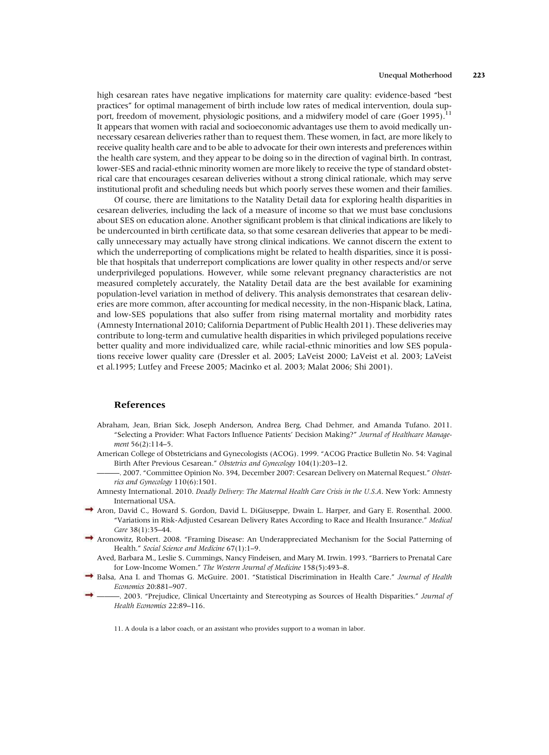high cesarean rates have negative implications for maternity care quality: evidence-based "best practices" for optimal management of birth include low rates of medical intervention, doula support, freedom of movement, physiologic positions, and a midwifery model of care (Goer 1995).[11] It appears that women with racial and socioeconomic advantages use them to avoid medically unnecessary cesarean deliveries rather than to request them. These women, in fact, are more likely to receive quality health care and to be able to advocate for their own interests and preferences within the health care system, and they appear to be doing so in the direction of vaginal birth. In contrast, lower-SES and racial-ethnic minority women are more likely to receive the type of standard obstetrical care that encourages cesarean deliveries without a strong clinical rationale, which may serve institutional profit and scheduling needs but which poorly serves these women and their families.

Of course, there are limitations to the Natality Detail data for exploring health disparities in cesarean deliveries, including the lack of a measure of income so that we must base conclusions about SES on education alone. Another significant problem is that clinical indications are likely to be undercounted in birth certificate data, so that some cesarean deliveries that appear to be medically unnecessary may actually have strong clinical indications. We cannot discern the extent to which the underreporting of complications might be related to health disparities, since it is possible that hospitals that underreport complications are lower quality in other respects and/or serve underprivileged populations. However, while some relevant pregnancy characteristics are not measured completely accurately, the Natality Detail data are the best available for examining population-level variation in method of delivery. This analysis demonstrates that cesarean deliveries are more common, after accounting for medical necessity, in the non-Hispanic black, Latina, and low-SES populations that also suffer from rising maternal mortality and morbidity rates (Amnesty International 2010; California Department of Public Health 2011). These deliveries may contribute to long-term and cumulative health disparities in which privileged populations receive better quality and more individualized care, while racial-ethnic minorities and low SES populations receive lower quality care (Dressler et al. 2005; LaVeist 2000; LaVeist et al. 2003; LaVeist et al.1995; Lutfey and Freese 2005; Macinko et al. 2003; Malat 2006; Shi 2001).

## References

Abraham, Jean, Brian Sick, Joseph Anderson, Andrea Berg, Chad Dehmer, and Amanda Tufano. 2011. "Selecting a Provider: What Factors Influence Patients' Decision Making?" *Journal of Healthcare Management* 56(2):114–5.

American College of Obstetricians and Gynecologists (ACOG). 1999. "ACOG Practice Bulletin No. 54: Vaginal Birth After Previous Cesarean." *Obstetrics and Gynecology* 104(1):203–12.

———. 2007. "Committee Opinion No. 394, December 2007: Cesarean Delivery on Maternal Request." *Obstetrics and Gynecology* 110(6):1501.

Amnesty International. 2010. *Deadly Delivery: The Maternal Health Care Crisis in the U.S.A*. New York: Amnesty International USA.

Aron, David C., Howard S. Gordon, David L. DiGiuseppe, Dwain L. Harper, and Gary E. Rosenthal. 2000. "Variations in Risk-Adjusted Cesarean Delivery Rates According to Race and Health Insurance." *Medical Care* 38(1):35–44.

Aronowitz, Robert. 2008. "Framing Disease: An Underappreciated Mechanism for the Social Patterning of Health." *Social Science and Medicine* 67(1):1–9.

Aved, Barbara M., Leslie S. Cummings, Nancy Findeisen, and Mary M. Irwin. 1993. "Barriers to Prenatal Care for Low-Income Women." *The Western Journal of Medicine* 158(5):493–8.

Balsa, Ana I. and Thomas G. McGuire. 2001. "Statistical Discrimination in Health Care." *Journal of Health Economics* 20:881–907.

———. 2003. "Prejudice, Clinical Uncertainty and Stereotyping as Sources of Health Disparities." *Journal of Health Economics* 22:89–116.

11. A doula is a labor coach, or an assistant who provides support to a woman in labor.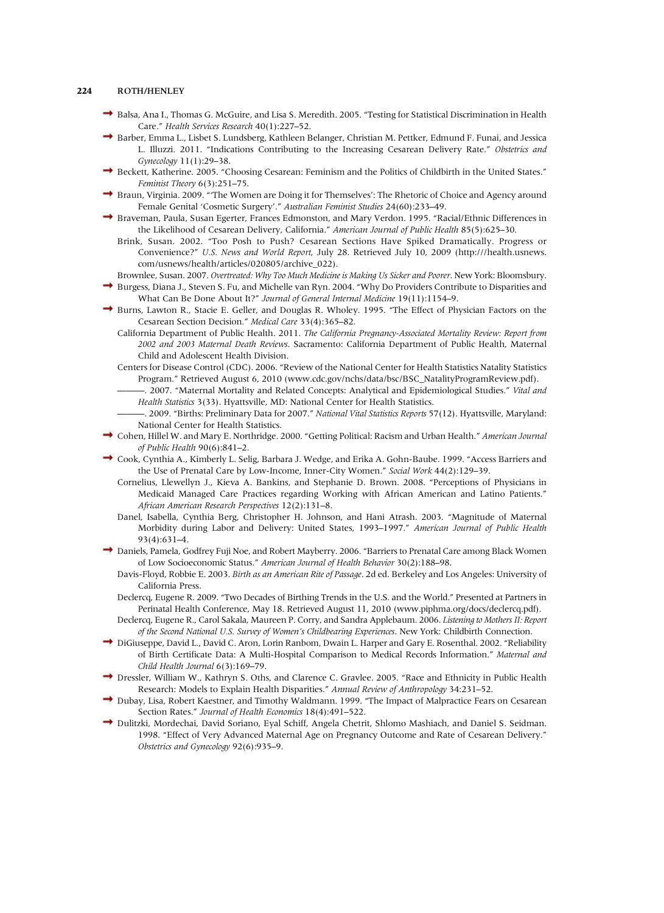Balsa, Ana I., Thomas G. McGuire, and Lisa S. Meredith. 2005. "Testing for Statistical Discrimination in Health Care." *Health Services Research* 40(1):227–52.

Barber, Emma L., Lisbet S. Lundsberg, Kathleen Belanger, Christian M. Pettker, Edmund F. Funai, and Jessica L. Illuzzi. 2011. "Indications Contributing to the Increasing Cesarean Delivery Rate." *Obstetrics and Gynecology* 11(1):29–38.

Beckett, Katherine. 2005. "Choosing Cesarean: Feminism and the Politics of Childbirth in the United States." *Feminist Theory* 6(3):251–75.

Braun, Virginia. 2009. "'The Women are Doing it for Themselves': The Rhetoric of Choice and Agency around Female Genital 'Cosmetic Surgery'." *Australian Feminist Studies* 24(60):233–49.

Braveman, Paula, Susan Egerter, Frances Edmonston, and Mary Verdon. 1995. "Racial/Ethnic Differences in the Likelihood of Cesarean Delivery, California." *American Journal of Public Health* 85(5):625–30.

Brink, Susan. 2002. "Too Posh to Push? Cesarean Sections Have Spiked Dramatically. Progress or Convenience?" *U.S. News and World Report*, July 28. Retrieved July 10, 2009 (http:///health.usnews.com/usnews/health/articles/020805/archive_022).

Brownlee, Susan. 2007. *Overtreated: Why Too Much Medicine is Making Us Sicker and Poorer*. New York: Bloomsbury.

Burgess, Diana J., Steven S. Fu, and Michelle van Ryn. 2004. "Why Do Providers Contribute to Disparities and What Can Be Done About It?" *Journal of General Internal Medicine* 19(11):1154–9.

Burns, Lawton R., Stacie E. Geller, and Douglas R. Wholey. 1995. "The Effect of Physician Factors on the Cesarean Section Decision." *Medical Care* 33(4):365–82.

California Department of Public Health. 2011. *The California Pregnancy-Associated Mortality Review: Report from 2002 and 2003 Maternal Death Reviews*. Sacramento: California Department of Public Health, Maternal Child and Adolescent Health Division.

Centers for Disease Control (CDC). 2006. "Review of the National Center for Health Statistics Natality Statistics Program." Retrieved August 6, 2010 (www.cdc.gov/nchs/data/bsc/BSC_NatalityProgramReview.pdf).

———. 2007. "Maternal Mortality and Related Concepts: Analytical and Epidemiological Studies." *Vital and Health Statistics* 3(33). Hyattsville, MD: National Center for Health Statistics.

———. 2009. "Births: Preliminary Data for 2007." *National Vital Statistics Reports* 57(12). Hyattsville, Maryland: National Center for Health Statistics.

Cohen, Hillel W. and Mary E. Northridge. 2000. "Getting Political: Racism and Urban Health." *American Journal of Public Health* 90(6):841–2.

Cook, Cynthia A., Kimberly L. Selig, Barbara J. Wedge, and Erika A. Gohn-Baube. 1999. "Access Barriers and the Use of Prenatal Care by Low-Income, Inner-City Women." *Social Work* 44(2):129–39.

Cornelius, Llewellyn J., Kieva A. Bankins, and Stephanie D. Brown. 2008. "Perceptions of Physicians in Medicaid Managed Care Practices regarding Working with African American and Latino Patients." *African American Research Perspectives* 12(2):131–8.

Danel, Isabella, Cynthia Berg, Christopher H. Johnson, and Hani Atrash. 2003. "Magnitude of Maternal Morbidity during Labor and Delivery: United States, 1993–1997." *American Journal of Public Health* 93(4):631–4.

Daniels, Pamela, Godfrey Fuji Noe, and Robert Mayberry. 2006. "Barriers to Prenatal Care among Black Women of Low Socioeconomic Status." *American Journal of Health Behavior* 30(2):188–98.

Davis-Floyd, Robbie E. 2003. *Birth as an American Rite of Passage*. 2d ed. Berkeley and Los Angeles: University of California Press.

Declercq, Eugene R. 2009. "Two Decades of Birthing Trends in the U.S. and the World." Presented at Partners in Perinatal Health Conference, May 18. Retrieved August 11, 2010 (www.piphma.org/docs/declercq.pdf).

Declercq, Eugene R., Carol Sakala, Maureen P. Corry, and Sandra Applebaum. 2006. *Listening to Mothers II: Report of the Second National U.S. Survey of Women's Childbearing Experiences*. New York: Childbirth Connection.

DiGiuseppe, David L., David C. Aron, Lorin Ranbom, Dwain L. Harper and Gary E. Rosenthal. 2002. "Reliability of Birth Certificate Data: A Multi-Hospital Comparison to Medical Records Information." *Maternal and Child Health Journal* 6(3):169–79.

Dressler, William W., Kathryn S. Oths, and Clarence C. Gravlee. 2005. "Race and Ethnicity in Public Health Research: Models to Explain Health Disparities." *Annual Review of Anthropology* 34:231–52.

Dubay, Lisa, Robert Kaestner, and Timothy Waldmann. 1999. "The Impact of Malpractice Fears on Cesarean Section Rates." *Journal of Health Economics* 18(4):491–522.

Dulitzki, Mordechai, David Soriano, Eyal Schiff, Angela Chetrit, Shlomo Mashiach, and Daniel S. Seidman. 1998. "Effect of Very Advanced Maternal Age on Pregnancy Outcome and Rate of Cesarean Delivery." *Obstetrics and Gynecology* 92(6):935–9.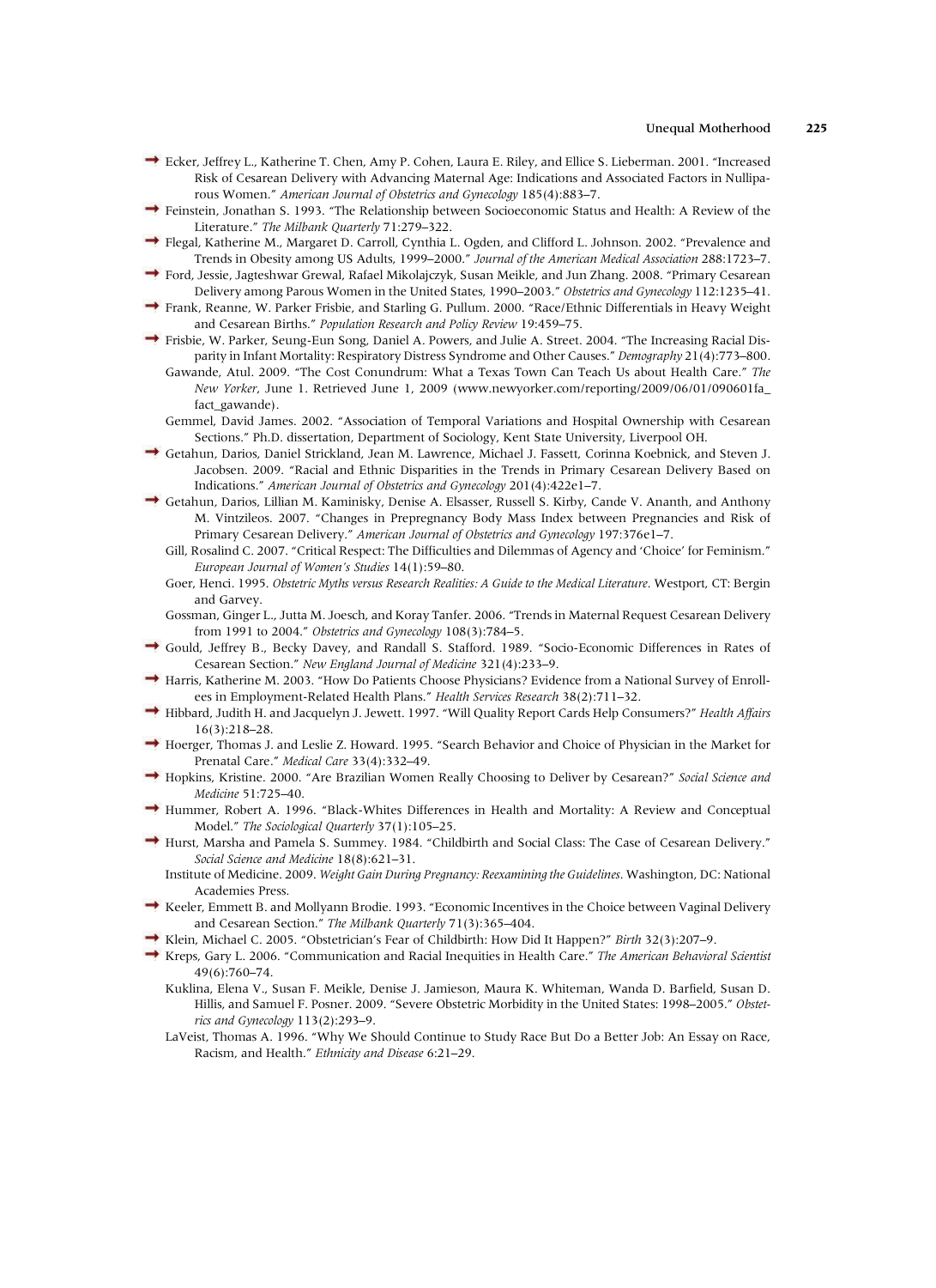Ecker, Jeffrey L., Katherine T. Chen, Amy P. Cohen, Laura E. Riley, and Ellice S. Lieberman. 2001. "Increased Risk of Cesarean Delivery with Advancing Maternal Age: Indications and Associated Factors in Nulliparous Women." *American Journal of Obstetrics and Gynecology* 185(4):883–7.

Feinstein, Jonathan S. 1993. "The Relationship between Socioeconomic Status and Health: A Review of the Literature." *The Milbank Quarterly* 71:279–322.

Flegal, Katherine M., Margaret D. Carroll, Cynthia L. Ogden, and Clifford L. Johnson. 2002. "Prevalence and Trends in Obesity among US Adults, 1999–2000." *Journal of the American Medical Association* 288:1723–7.

Ford, Jessie, Jagteshwar Grewal, Rafael Mikolajczyk, Susan Meikle, and Jun Zhang. 2008. "Primary Cesarean Delivery among Parous Women in the United States, 1990–2003." *Obstetrics and Gynecology* 112:1235–41.

Frank, Reanne, W. Parker Frisbie, and Starling G. Pullum. 2000. "Race/Ethnic Differentials in Heavy Weight and Cesarean Births." *Population Research and Policy Review* 19:459–75.

Frisbie, W. Parker, Seung-Eun Song, Daniel A. Powers, and Julie A. Street. 2004. "The Increasing Racial Disparity in Infant Mortality: Respiratory Distress Syndrome and Other Causes." *Demography* 21(4):773–800.

Gawande, Atul. 2009. "The Cost Conundrum: What a Texas Town Can Teach Us about Health Care." *The New Yorker*, June 1. Retrieved June 1, 2009 (www.newyorker.com/reporting/2009/06/01/090601fa_fact_gawande).

Gemmel, David James. 2002. "Association of Temporal Variations and Hospital Ownership with Cesarean Sections." Ph.D. dissertation, Department of Sociology, Kent State University, Liverpool OH.

Getahun, Darios, Daniel Strickland, Jean M. Lawrence, Michael J. Fassett, Corinna Koebnick, and Steven J. Jacobsen. 2009. "Racial and Ethnic Disparities in the Trends in Primary Cesarean Delivery Based on Indications." *American Journal of Obstetrics and Gynecology* 201(4):422e1–7.

Getahun, Darios, Lillian M. Kaminisky, Denise A. Elsasser, Russell S. Kirby, Cande V. Ananth, and Anthony M. Vintzileos. 2007. "Changes in Prepregnancy Body Mass Index between Pregnancies and Risk of Primary Cesarean Delivery." *American Journal of Obstetrics and Gynecology* 197:376e1–7.

Gill, Rosalind C. 2007. "Critical Respect: The Difficulties and Dilemmas of Agency and 'Choice' for Feminism." *European Journal of Women's Studies* 14(1):59–80.

Goer, Henci. 1995. *Obstetric Myths versus Research Realities: A Guide to the Medical Literature*. Westport, CT: Bergin and Garvey.

Gossman, Ginger L., Jutta M. Joesch, and Koray Tanfer. 2006. "Trends in Maternal Request Cesarean Delivery from 1991 to 2004." *Obstetrics and Gynecology* 108(3):784–5.

Gould, Jeffrey B., Becky Davey, and Randall S. Stafford. 1989. "Socio-Economic Differences in Rates of Cesarean Section." *New England Journal of Medicine* 321(4):233–9.

Harris, Katherine M. 2003. "How Do Patients Choose Physicians? Evidence from a National Survey of Enrollees in Employment-Related Health Plans." *Health Services Research* 38(2):711–32.

Hibbard, Judith H. and Jacquelyn J. Jewett. 1997. "Will Quality Report Cards Help Consumers?" *Health Affairs* 16(3):218–28.

Hoerger, Thomas J. and Leslie Z. Howard. 1995. "Search Behavior and Choice of Physician in the Market for Prenatal Care." *Medical Care* 33(4):332–49.

Hopkins, Kristine. 2000. "Are Brazilian Women Really Choosing to Deliver by Cesarean?" *Social Science and Medicine* 51:725–40.

Hummer, Robert A. 1996. "Black-Whites Differences in Health and Mortality: A Review and Conceptual Model." *The Sociological Quarterly* 37(1):105–25.

Hurst, Marsha and Pamela S. Summey. 1984. "Childbirth and Social Class: The Case of Cesarean Delivery." *Social Science and Medicine* 18(8):621–31.

Institute of Medicine. 2009. *Weight Gain During Pregnancy: Reexamining the Guidelines*. Washington, DC: National Academies Press.

Keeler, Emmett B. and Mollyann Brodie. 1993. "Economic Incentives in the Choice between Vaginal Delivery and Cesarean Section." *The Milbank Quarterly* 71(3):365–404.

Klein, Michael C. 2005. "Obstetrician's Fear of Childbirth: How Did It Happen?" *Birth* 32(3):207–9.

Kreps, Gary L. 2006. "Communication and Racial Inequities in Health Care." *The American Behavioral Scientist* 49(6):760–74.

Kuklina, Elena V., Susan F. Meikle, Denise J. Jamieson, Maura K. Whiteman, Wanda D. Barfield, Susan D. Hillis, and Samuel F. Posner. 2009. "Severe Obstetric Morbidity in the United States: 1998–2005." *Obstetrics and Gynecology* 113(2):293–9.

LaVeist, Thomas A. 1996. "Why We Should Continue to Study Race But Do a Better Job: An Essay on Race, Racism, and Health." *Ethnicity and Disease* 6:21–29.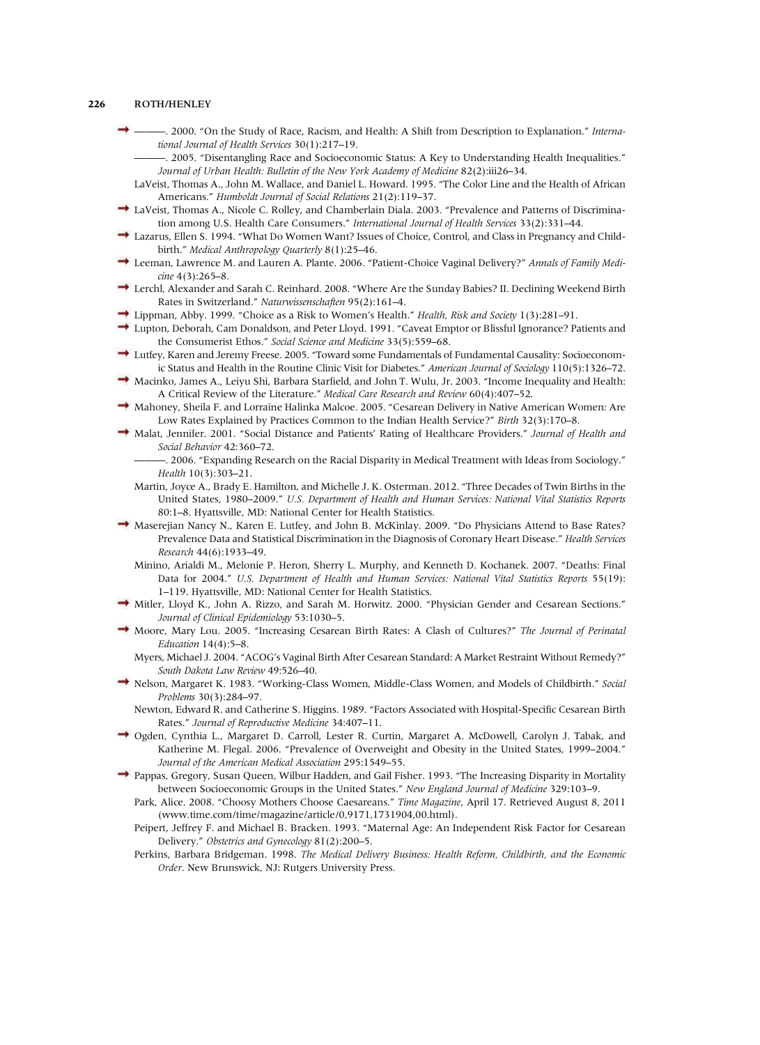———. 2000. "On the Study of Race, Racism, and Health: A Shift from Description to Explanation." *International Journal of Health Services* 30(1):217–19.

———. 2005. "Disentangling Race and Socioeconomic Status: A Key to Understanding Health Inequalities." *Journal of Urban Health: Bulletin of the New York Academy of Medicine* 82(2):iii26–34.

LaVeist, Thomas A., John M. Wallace, and Daniel L. Howard. 1995. "The Color Line and the Health of African Americans." *Humboldt Journal of Social Relations* 21(2):119–37.

LaVeist, Thomas A., Nicole C. Rolley, and Chamberlain Diala. 2003. "Prevalence and Patterns of Discrimination among U.S. Health Care Consumers." *International Journal of Health Services* 33(2):331–44.

Lazarus, Ellen S. 1994. "What Do Women Want? Issues of Choice, Control, and Class in Pregnancy and Childbirth." *Medical Anthropology Quarterly* 8(1):25–46.

Leeman, Lawrence M. and Lauren A. Plante. 2006. "Patient-Choice Vaginal Delivery?" *Annals of Family Medicine* 4(3):265–8.

Lerchl, Alexander and Sarah C. Reinhard. 2008. "Where Are the Sunday Babies? II. Declining Weekend Birth Rates in Switzerland." *Naturwissenschaften* 95(2):161–4.

Lippman, Abby. 1999. "Choice as a Risk to Women's Health." *Health, Risk and Society* 1(3):281–91.

Lupton, Deborah, Cam Donaldson, and Peter Lloyd. 1991. "Caveat Emptor or Blissful Ignorance? Patients and the Consumerist Ethos." *Social Science and Medicine* 33(5):559–68.

Lutfey, Karen and Jeremy Freese. 2005. "Toward some Fundamentals of Fundamental Causality: Socioeconomic Status and Health in the Routine Clinic Visit for Diabetes." *American Journal of Sociology* 110(5):1326–72.

Macinko, James A., Leiyu Shi, Barbara Starfield, and John T. Wulu, Jr. 2003. "Income Inequality and Health: A Critical Review of the Literature." *Medical Care Research and Review* 60(4):407–52.

Mahoney, Sheila F. and Lorraine Halinka Malcoe. 2005. "Cesarean Delivery in Native American Women: Are Low Rates Explained by Practices Common to the Indian Health Service?" *Birth* 32(3):170–8.

Malat, Jennifer. 2001. "Social Distance and Patients' Rating of Healthcare Providers." *Journal of Health and Social Behavior* 42:360–72.

———. 2006. "Expanding Research on the Racial Disparity in Medical Treatment with Ideas from Sociology." *Health* 10(3):303–21.

Martin, Joyce A., Brady E. Hamilton, and Michelle J. K. Osterman. 2012. "Three Decades of Twin Births in the United States, 1980–2009." *U.S. Department of Health and Human Services: National Vital Statistics Reports* 80:1–8. Hyattsville, MD: National Center for Health Statistics.

Maserejian Nancy N., Karen E. Lutfey, and John B. McKinlay. 2009. "Do Physicians Attend to Base Rates? Prevalence Data and Statistical Discrimination in the Diagnosis of Coronary Heart Disease." *Health Services Research* 44(6):1933–49.

Minino, Arialdi M., Melonie P. Heron, Sherry L. Murphy, and Kenneth D. Kochanek. 2007. "Deaths: Final Data for 2004." *U.S. Department of Health and Human Services: National Vital Statistics Reports* 55(19): 1–119. Hyattsville, MD: National Center for Health Statistics.

Mitler, Lloyd K., John A. Rizzo, and Sarah M. Horwitz. 2000. "Physician Gender and Cesarean Sections." *Journal of Clinical Epidemiology* 53:1030–5.

Moore, Mary Lou. 2005. "Increasing Cesarean Birth Rates: A Clash of Cultures?" *The Journal of Perinatal Education* 14(4):5–8.

Myers, Michael J. 2004. "ACOG's Vaginal Birth After Cesarean Standard: A Market Restraint Without Remedy?" *South Dakota Law Review* 49:526–40.

Nelson, Margaret K. 1983. "Working-Class Women, Middle-Class Women, and Models of Childbirth." *Social Problems* 30(3):284–97.

Newton, Edward R. and Catherine S. Higgins. 1989. "Factors Associated with Hospital-Specific Cesarean Birth Rates." *Journal of Reproductive Medicine* 34:407–11.

Ogden, Cynthia L., Margaret D. Carroll, Lester R. Curtin, Margaret A. McDowell, Carolyn J. Tabak, and Katherine M. Flegal. 2006. "Prevalence of Overweight and Obesity in the United States, 1999–2004." *Journal of the American Medical Association* 295:1549–55.

Pappas, Gregory, Susan Queen, Wilbur Hadden, and Gail Fisher. 1993. "The Increasing Disparity in Mortality between Socioeconomic Groups in the United States." *New England Journal of Medicine* 329:103–9.

Park, Alice. 2008. "Choosy Mothers Choose Caesareans." *Time Magazine*, April 17. Retrieved August 8, 2011 (www.time.com/time/magazine/article/0,9171,1731904,00.html).

Peipert, Jeffrey F. and Michael B. Bracken. 1993. "Maternal Age: An Independent Risk Factor for Cesarean Delivery." *Obstetrics and Gynecology* 81(2):200–5.

Perkins, Barbara Bridgeman. 1998. *The Medical Delivery Business: Health Reform, Childbirth, and the Economic Order*. New Brunswick, NJ: Rutgers University Press.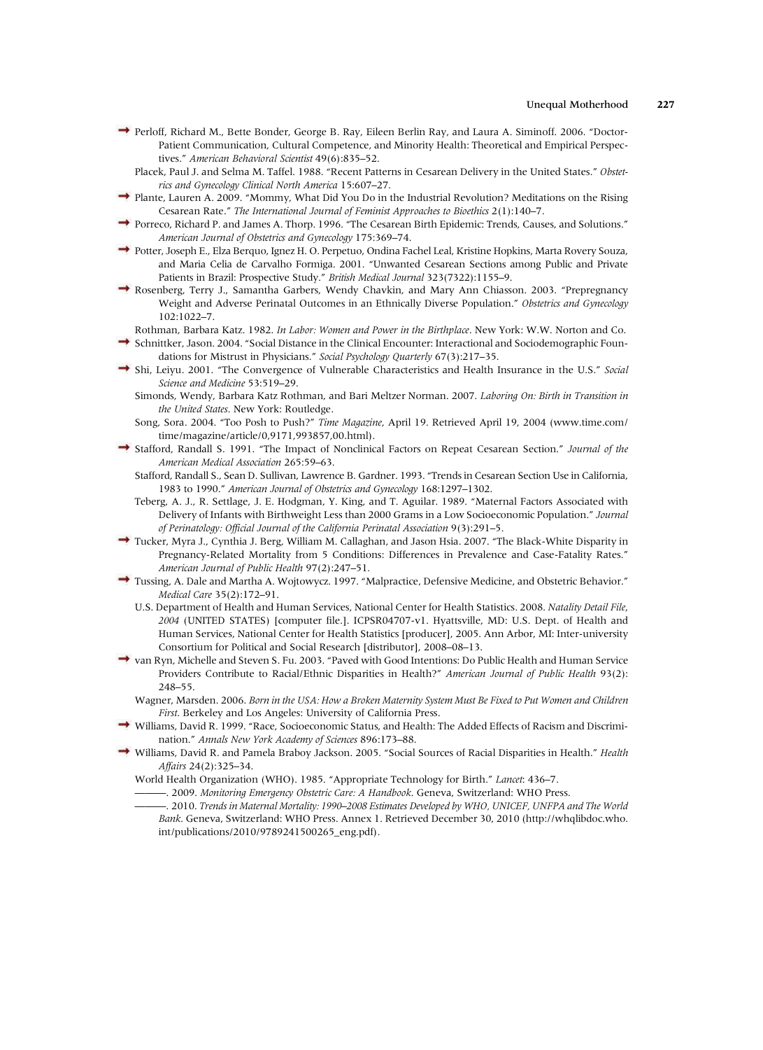Perloff, Richard M., Bette Bonder, George B. Ray, Eileen Berlin Ray, and Laura A. Siminoff. 2006. "Doctor-Patient Communication, Cultural Competence, and Minority Health: Theoretical and Empirical Perspectives." *American Behavioral Scientist* 49(6):835–52.

Placek, Paul J. and Selma M. Taffel. 1988. "Recent Patterns in Cesarean Delivery in the United States." *Obstetrics and Gynecology Clinical North America* 15:607–27.

Plante, Lauren A. 2009. "Mommy, What Did You Do in the Industrial Revolution? Meditations on the Rising Cesarean Rate." *The International Journal of Feminist Approaches to Bioethics* 2(1):140–7.

Porreco, Richard P. and James A. Thorp. 1996. "The Cesarean Birth Epidemic: Trends, Causes, and Solutions." *American Journal of Obstetrics and Gynecology* 175:369–74.

Potter, Joseph E., Elza Berquo, Ignez H. O. Perpetuo, Ondina Fachel Leal, Kristine Hopkins, Marta Rovery Souza, and Maria Celia de Carvalho Formiga. 2001. "Unwanted Cesarean Sections among Public and Private Patients in Brazil: Prospective Study." *British Medical Journal* 323(7322):1155–9.

Rosenberg, Terry J., Samantha Garbers, Wendy Chavkin, and Mary Ann Chiasson. 2003. "Prepregnancy Weight and Adverse Perinatal Outcomes in an Ethnically Diverse Population." *Obstetrics and Gynecology* 102:1022–7.

Rothman, Barbara Katz. 1982. *In Labor: Women and Power in the Birthplace*. New York: W.W. Norton and Co.

Schnittker, Jason. 2004. "Social Distance in the Clinical Encounter: Interactional and Sociodemographic Foundations for Mistrust in Physicians." *Social Psychology Quarterly* 67(3):217–35.

Shi, Leiyu. 2001. "The Convergence of Vulnerable Characteristics and Health Insurance in the U.S." *Social Science and Medicine* 53:519–29.

Simonds, Wendy, Barbara Katz Rothman, and Bari Meltzer Norman. 2007. *Laboring On: Birth in Transition in the United States*. New York: Routledge.

Song, Sora. 2004. "Too Posh to Push?" *Time Magazine*, April 19. Retrieved April 19, 2004 (www.time.com/time/magazine/article/0,9171,993857,00.html).

Stafford, Randall S. 1991. "The Impact of Nonclinical Factors on Repeat Cesarean Section." *Journal of the American Medical Association* 265:59–63.

Stafford, Randall S., Sean D. Sullivan, Lawrence B. Gardner. 1993. "Trends in Cesarean Section Use in California, 1983 to 1990." *American Journal of Obstetrics and Gynecology* 168:1297–1302.

Teberg, A. J., R. Settlage, J. E. Hodgman, Y. King, and T. Aguilar. 1989. "Maternal Factors Associated with Delivery of Infants with Birthweight Less than 2000 Grams in a Low Socioeconomic Population." *Journal of Perinatology: Official Journal of the California Perinatal Association* 9(3):291–5.

Tucker, Myra J., Cynthia J. Berg, William M. Callaghan, and Jason Hsia. 2007. "The Black-White Disparity in Pregnancy-Related Mortality from 5 Conditions: Differences in Prevalence and Case-Fatality Rates." *American Journal of Public Health* 97(2):247–51.

Tussing, A. Dale and Martha A. Wojtowycz. 1997. "Malpractice, Defensive Medicine, and Obstetric Behavior." *Medical Care* 35(2):172–91.

U.S. Department of Health and Human Services, National Center for Health Statistics. 2008. *Natality Detail File, 2004* (UNITED STATES) [computer file.]. ICPSR04707-v1. Hyattsville, MD: U.S. Dept. of Health and Human Services, National Center for Health Statistics [producer], 2005. Ann Arbor, MI: Inter-university Consortium for Political and Social Research [distributor], 2008–08–13.

van Ryn, Michelle and Steven S. Fu. 2003. "Paved with Good Intentions: Do Public Health and Human Service Providers Contribute to Racial/Ethnic Disparities in Health?" *American Journal of Public Health* 93(2): 248–55.

Wagner, Marsden. 2006. *Born in the USA: How a Broken Maternity System Must Be Fixed to Put Women and Children First*. Berkeley and Los Angeles: University of California Press.

Williams, David R. 1999. "Race, Socioeconomic Status, and Health: The Added Effects of Racism and Discrimination." *Annals New York Academy of Sciences* 896:173–88.

Williams, David R. and Pamela Braboy Jackson. 2005. "Social Sources of Racial Disparities in Health." *Health Affairs* 24(2):325–34.

World Health Organization (WHO). 1985. "Appropriate Technology for Birth." *Lancet*: 436–7.

———. 2009. *Monitoring Emergency Obstetric Care: A Handbook*. Geneva, Switzerland: WHO Press.

———. 2010. *Trends in Maternal Mortality: 1990–2008 Estimates Developed by WHO, UNICEF, UNFPA and The World Bank*. Geneva, Switzerland: WHO Press. Annex 1. Retrieved December 30, 2010 (http://whqlibdoc.who.int/publications/2010/9789241500265_eng.pdf).